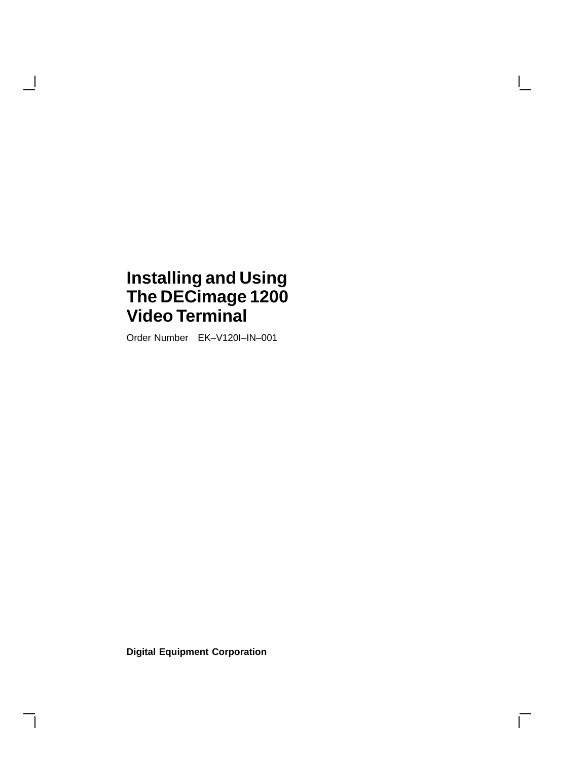# Installing and Using The DECimage 1200 Video Terminal

Order Number EK–V120I–IN–001

**Digital Equipment Corporation**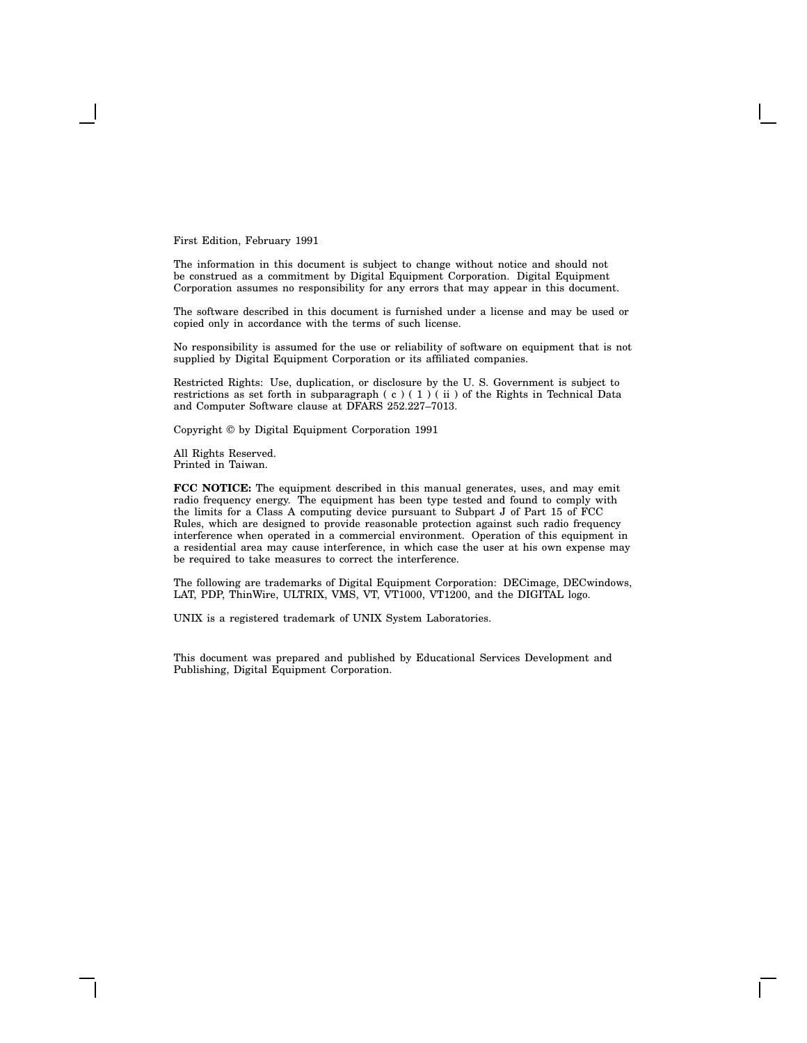First Edition, February 1991

The information in this document is subject to change without notice and should not be construed as a commitment by Digital Equipment Corporation. Digital Equipment Corporation assumes no responsibility for any errors that may appear in this document.

The software described in this document is furnished under a license and may be used or copied only in accordance with the terms of such license.

No responsibility is assumed for the use or reliability of software on equipment that is not supplied by Digital Equipment Corporation or its affiliated companies.

Restricted Rights: Use, duplication, or disclosure by the U. S. Government is subject to restrictions as set forth in subparagraph ( c ) ( 1 ) ( ii ) of the Rights in Technical Data and Computer Software clause at DFARS 252.227–7013.

Copyright © by Digital Equipment Corporation 1991

All Rights Reserved.
Printed in Taiwan.

**FCC NOTICE:** The equipment described in this manual generates, uses, and may emit radio frequency energy. The equipment has been type tested and found to comply with the limits for a Class A computing device pursuant to Subpart J of Part 15 of FCC Rules, which are designed to provide reasonable protection against such radio frequency interference when operated in a commercial environment. Operation of this equipment in a residential area may cause interference, in which case the user at his own expense may be required to take measures to correct the interference.

The following are trademarks of Digital Equipment Corporation: DECimage, DECwindows, LAT, PDP, ThinWire, ULTRIX, VMS, VT, VT1000, VT1200, and the DIGITAL logo.

UNIX is a registered trademark of UNIX System Laboratories.

This document was prepared and published by Educational Services Development and Publishing, Digital Equipment Corporation.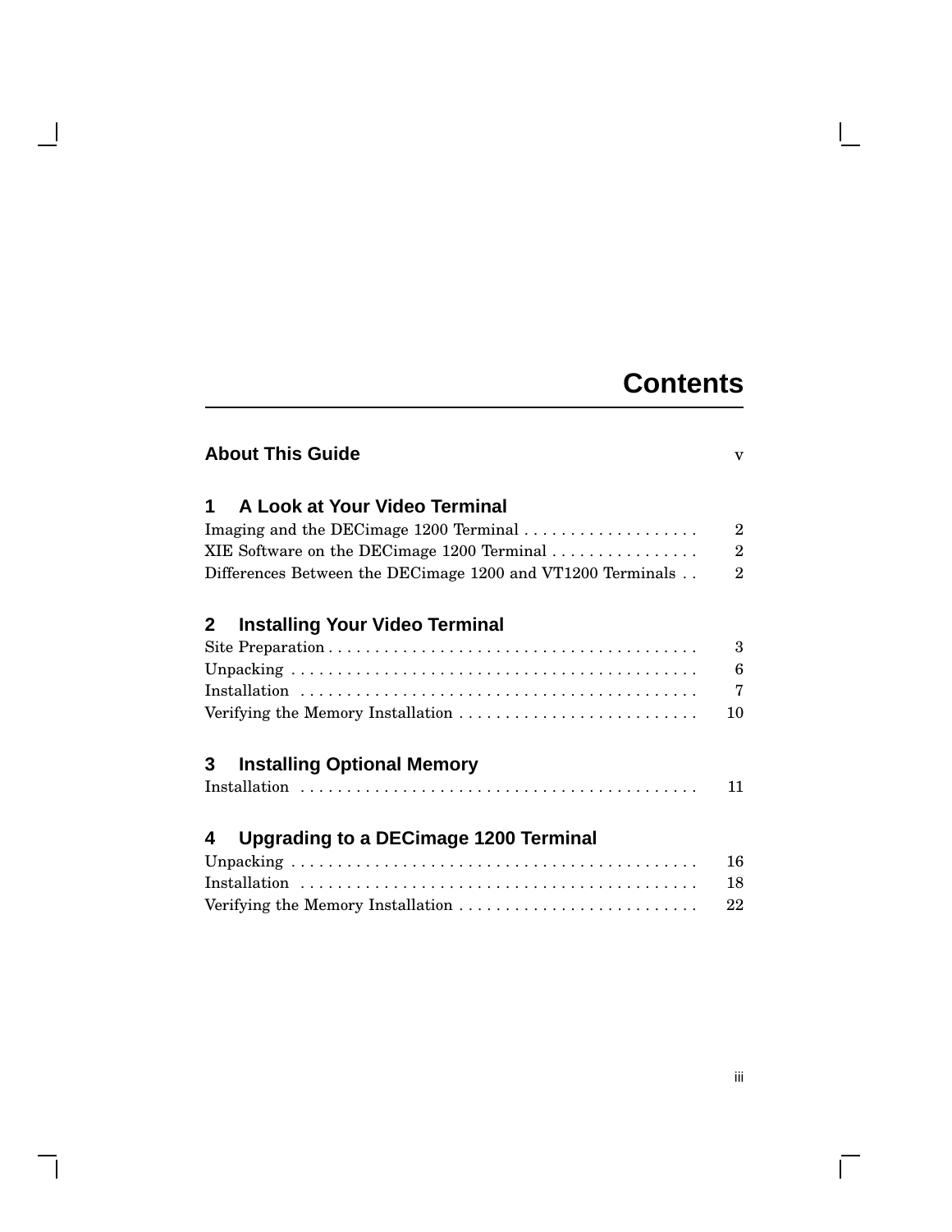# Contents

**About This Guide** v

## 1 A Look at Your Video Terminal

Imaging and the DECimage 1200 Terminal . . . . . . . . . . . . . . . . . . . 2
XIE Software on the DECimage 1200 Terminal . . . . . . . . . . . . . . . . 2
Differences Between the DECimage 1200 and VT1200 Terminals . . 2

## 2 Installing Your Video Terminal

Site Preparation . . . . . . . . . . . . . . . . . . . . . . . . . . . . . . . . . . . . . . . 3
Unpacking . . . . . . . . . . . . . . . . . . . . . . . . . . . . . . . . . . . . . . . . . . . 6
Installation . . . . . . . . . . . . . . . . . . . . . . . . . . . . . . . . . . . . . . . . . . 7
Verifying the Memory Installation . . . . . . . . . . . . . . . . . . . . . . . . . . 10

## 3 Installing Optional Memory

Installation . . . . . . . . . . . . . . . . . . . . . . . . . . . . . . . . . . . . . . . . . . 11

## 4 Upgrading to a DECimage 1200 Terminal

Unpacking . . . . . . . . . . . . . . . . . . . . . . . . . . . . . . . . . . . . . . . . . . . 16
Installation . . . . . . . . . . . . . . . . . . . . . . . . . . . . . . . . . . . . . . . . . . 18
Verifying the Memory Installation . . . . . . . . . . . . . . . . . . . . . . . . . . 22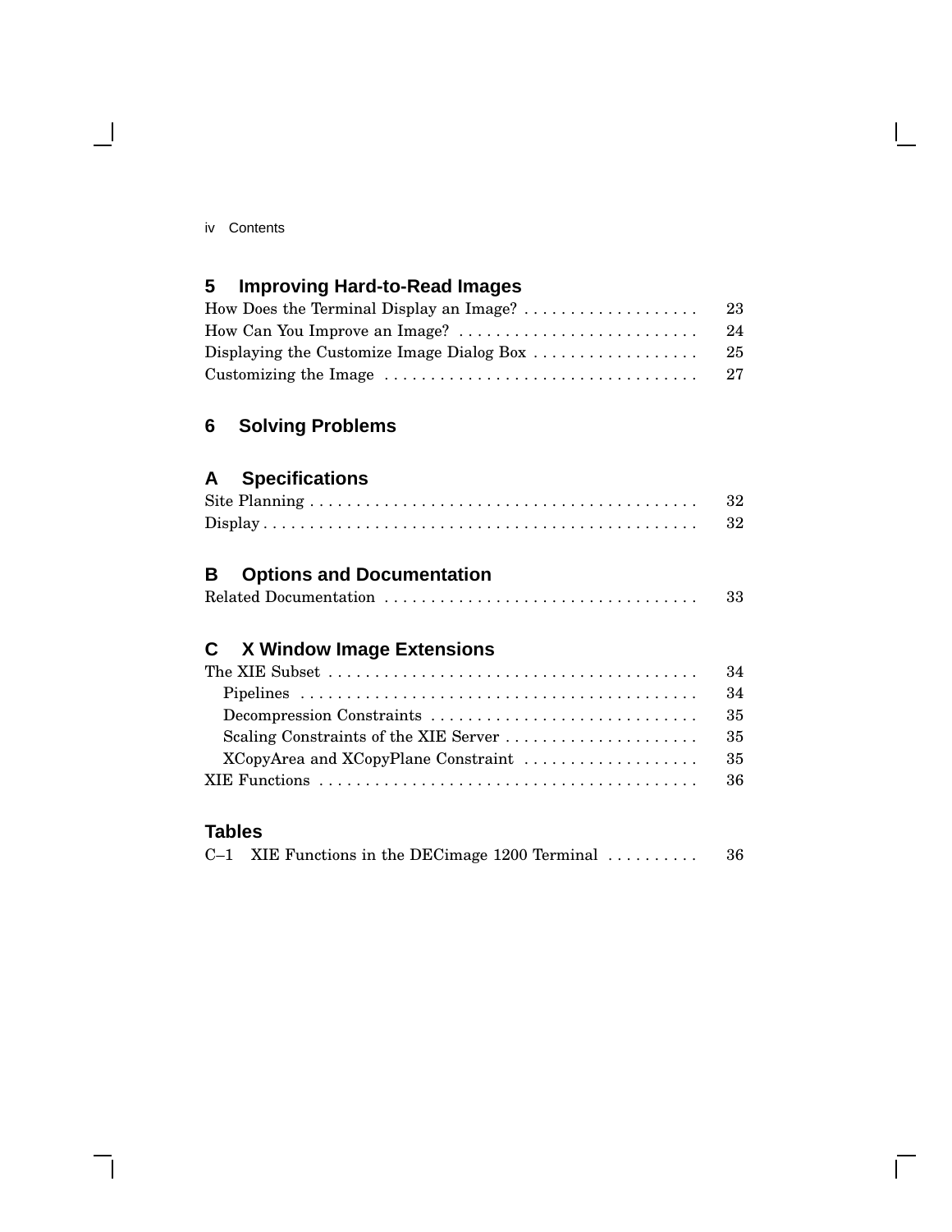## 5 Improving Hard-to-Read Images

How Does the Terminal Display an Image? . . . . . . . . . . . . . . . . . . . 23
How Can You Improve an Image? . . . . . . . . . . . . . . . . . . . . . . . . . . 24
Displaying the Customize Image Dialog Box . . . . . . . . . . . . . . . . . . 25
Customizing the Image . . . . . . . . . . . . . . . . . . . . . . . . . . . . . . . . . . 27

## 6 Solving Problems

## A Specifications

Site Planning . . . . . . . . . . . . . . . . . . . . . . . . . . . . . . . . . . . . . . . . . . 32
Display . . . . . . . . . . . . . . . . . . . . . . . . . . . . . . . . . . . . . . . . . . . . . . . 32

## B Options and Documentation

Related Documentation . . . . . . . . . . . . . . . . . . . . . . . . . . . . . . . . . . 33

## C X Window Image Extensions

The XIE Subset . . . . . . . . . . . . . . . . . . . . . . . . . . . . . . . . . . . . . . . . 34
  Pipelines . . . . . . . . . . . . . . . . . . . . . . . . . . . . . . . . . . . . . . . . . . . 34
  Decompression Constraints . . . . . . . . . . . . . . . . . . . . . . . . . . . . . 35
  Scaling Constraints of the XIE Server . . . . . . . . . . . . . . . . . . . . . 35
  XCopyArea and XCopyPlane Constraint . . . . . . . . . . . . . . . . . . . 35
XIE Functions . . . . . . . . . . . . . . . . . . . . . . . . . . . . . . . . . . . . . . . . . 36

## Tables

C–1 XIE Functions in the DECimage 1200 Terminal . . . . . . . . . . 36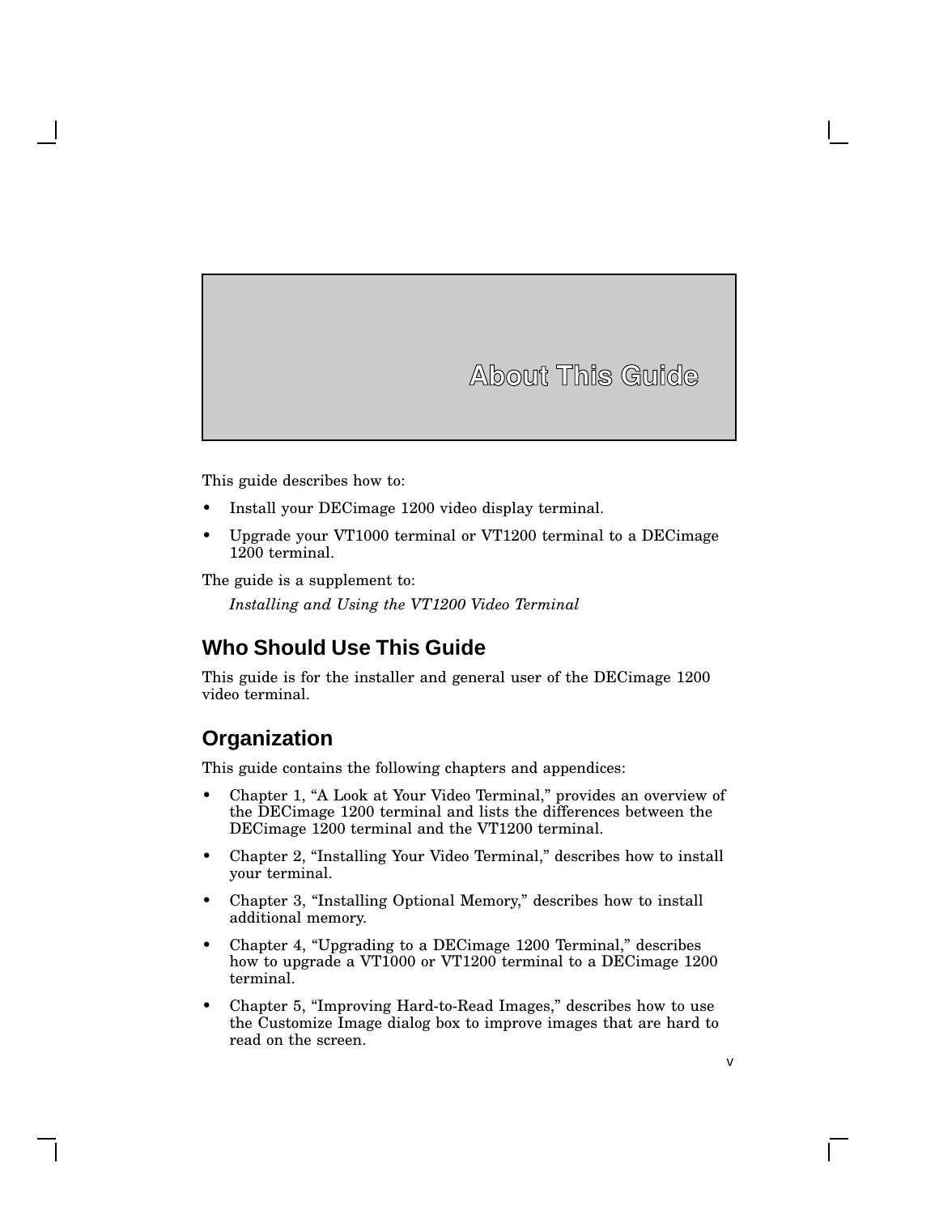# About This Guide

This guide describes how to:

- Install your DECimage 1200 video display terminal.
- Upgrade your VT1000 terminal or VT1200 terminal to a DECimage 1200 terminal.

The guide is a supplement to:

*Installing and Using the VT1200 Video Terminal*

## Who Should Use This Guide

This guide is for the installer and general user of the DECimage 1200 video terminal.

## Organization

This guide contains the following chapters and appendices:

- Chapter 1, "A Look at Your Video Terminal," provides an overview of the DECimage 1200 terminal and lists the differences between the DECimage 1200 terminal and the VT1200 terminal.
- Chapter 2, "Installing Your Video Terminal," describes how to install your terminal.
- Chapter 3, "Installing Optional Memory," describes how to install additional memory.
- Chapter 4, "Upgrading to a DECimage 1200 Terminal," describes how to upgrade a VT1000 or VT1200 terminal to a DECimage 1200 terminal.
- Chapter 5, "Improving Hard-to-Read Images," describes how to use the Customize Image dialog box to improve images that are hard to read on the screen.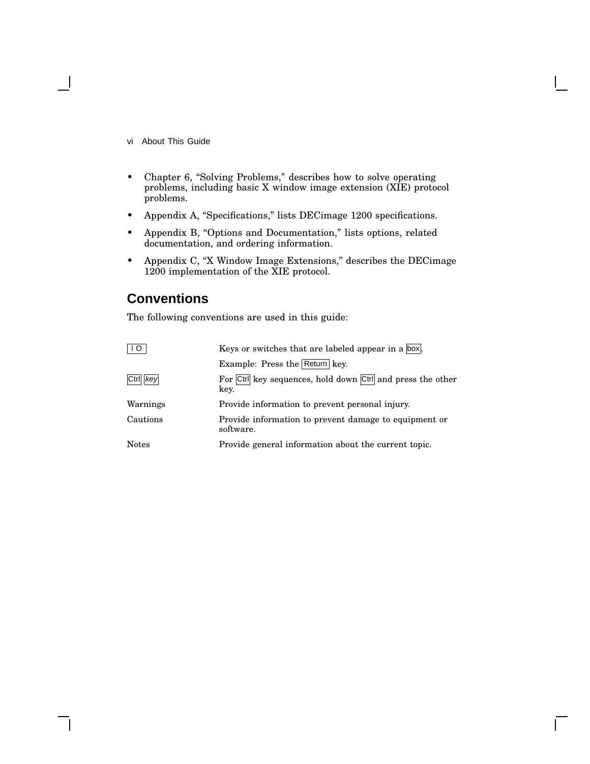- Chapter 6, “Solving Problems,” describes how to solve operating problems, including basic X window image extension (XIE) protocol problems.
- Appendix A, “Specifications,” lists DECimage 1200 specifications.
- Appendix B, “Options and Documentation,” lists options, related documentation, and ordering information.
- Appendix C, “X Window Image Extensions,” describes the DECimage 1200 implementation of the XIE protocol.

## Conventions

The following conventions are used in this guide:

| | |
|---|---|
| I O | Keys or switches that are labeled appear in a box. |
| | Example: Press the Return key. |
| Ctrl *key* | For Ctrl key sequences, hold down Ctrl and press the other key. |
| Warnings | Provide information to prevent personal injury. |
| Cautions | Provide information to prevent damage to equipment or software. |
| Notes | Provide general information about the current topic. |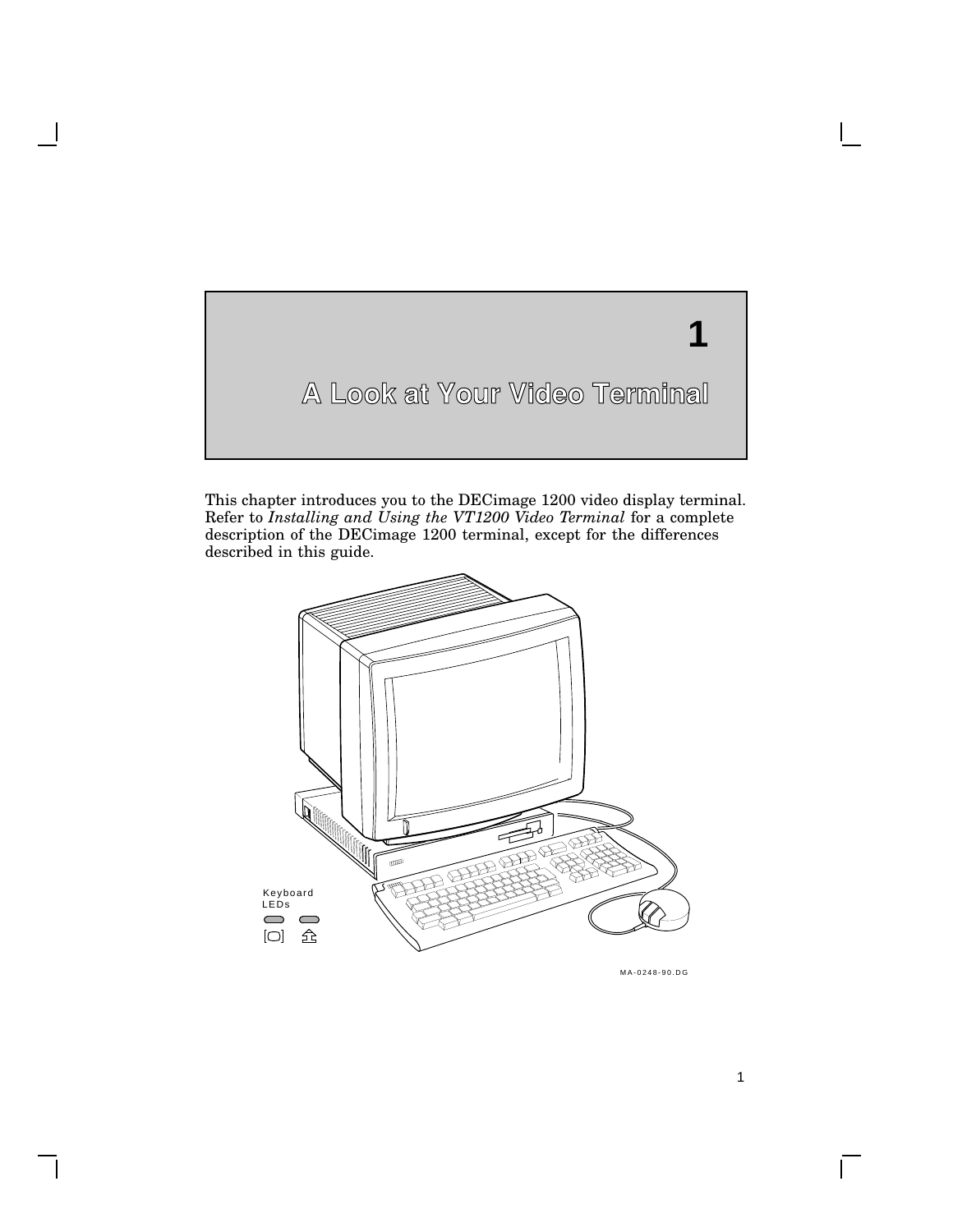# 1 A Look at Your Video Terminal

This chapter introduces you to the DECimage 1200 video display terminal. Refer to *Installing and Using the VT1200 Video Terminal* for a complete description of the DECimage 1200 terminal, except for the differences described in this guide.

Keyboard LEDs

MA-0248-90.DG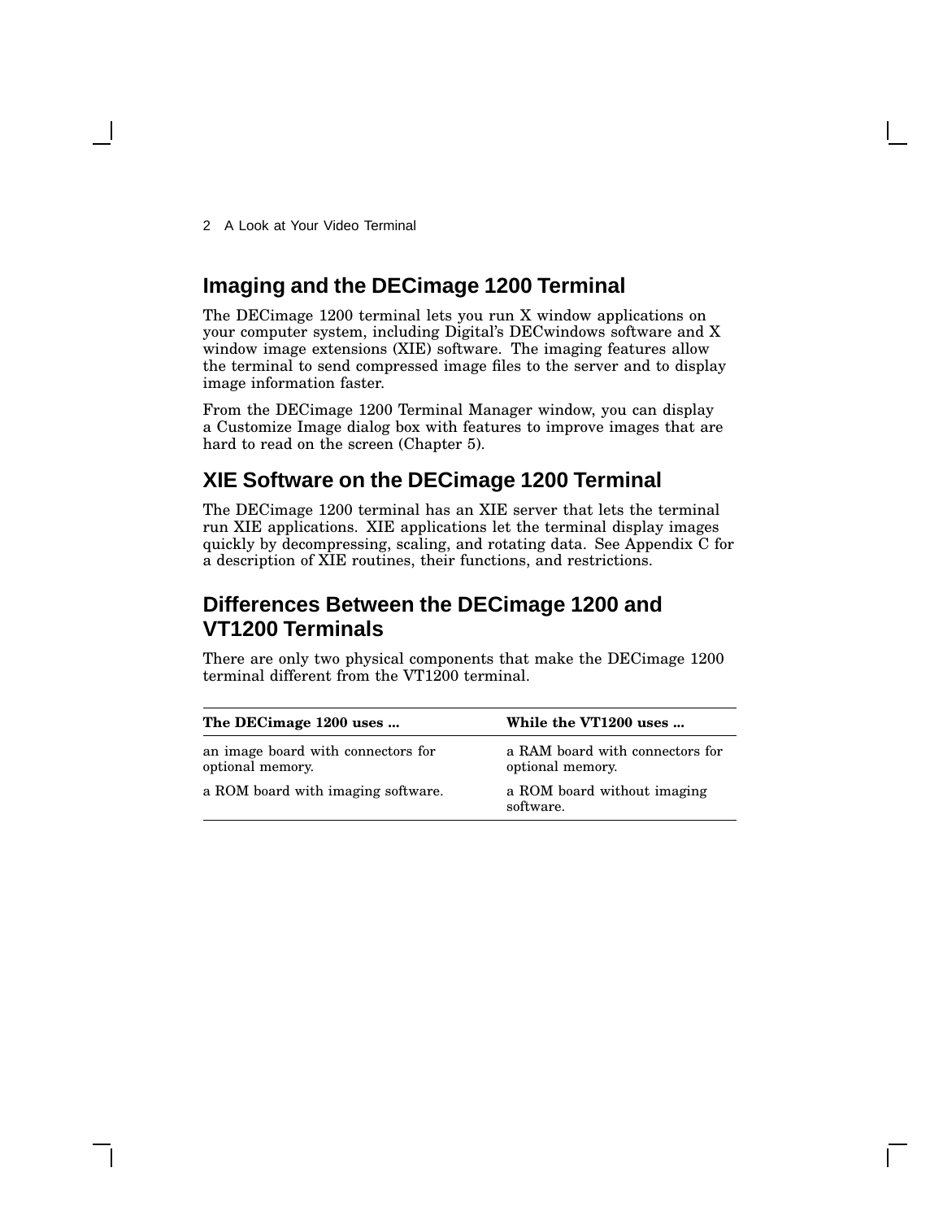## Imaging and the DECimage 1200 Terminal

The DECimage 1200 terminal lets you run X window applications on your computer system, including Digital's DECwindows software and X window image extensions (XIE) software. The imaging features allow the terminal to send compressed image files to the server and to display image information faster.

From the DECimage 1200 Terminal Manager window, you can display a Customize Image dialog box with features to improve images that are hard to read on the screen (Chapter 5).

## XIE Software on the DECimage 1200 Terminal

The DECimage 1200 terminal has an XIE server that lets the terminal run XIE applications. XIE applications let the terminal display images quickly by decompressing, scaling, and rotating data. See Appendix C for a description of XIE routines, their functions, and restrictions.

## Differences Between the DECimage 1200 and VT1200 Terminals

There are only two physical components that make the DECimage 1200 terminal different from the VT1200 terminal.

| The DECimage 1200 uses ... | While the VT1200 uses ... |
|---|---|
| an image board with connectors for optional memory. | a RAM board with connectors for optional memory. |
| a ROM board with imaging software. | a ROM board without imaging software. |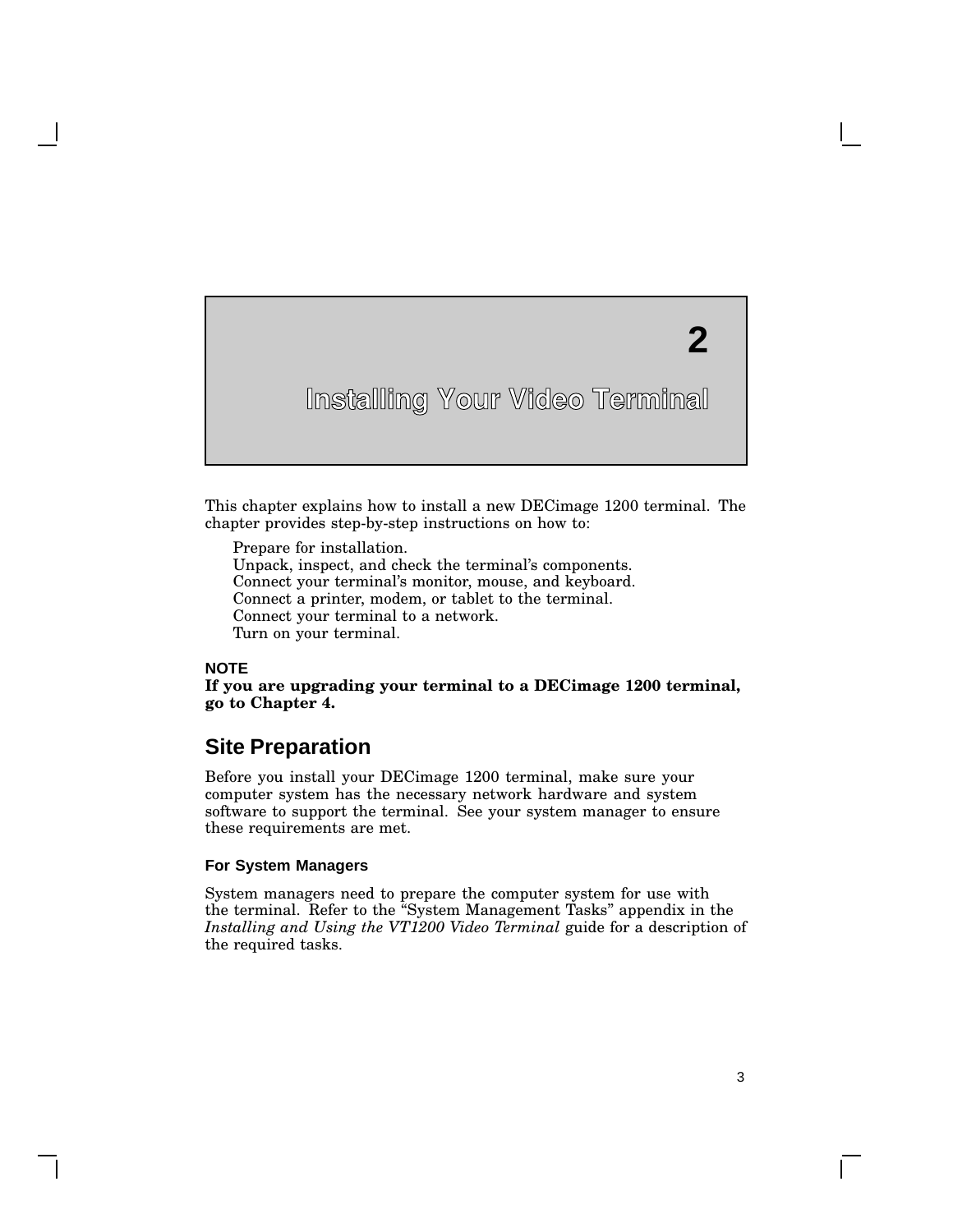# 2 Installing Your Video Terminal

This chapter explains how to install a new DECimage 1200 terminal. The chapter provides step-by-step instructions on how to:

- Prepare for installation.
- Unpack, inspect, and check the terminal's components.
- Connect your terminal's monitor, mouse, and keyboard.
- Connect a printer, modem, or tablet to the terminal.
- Connect your terminal to a network.
- Turn on your terminal.

**NOTE**
**If you are upgrading your terminal to a DECimage 1200 terminal, go to Chapter 4.**

## Site Preparation

Before you install your DECimage 1200 terminal, make sure your computer system has the necessary network hardware and system software to support the terminal. See your system manager to ensure these requirements are met.

### For System Managers

System managers need to prepare the computer system for use with the terminal. Refer to the "System Management Tasks" appendix in the *Installing and Using the VT1200 Video Terminal* guide for a description of the required tasks.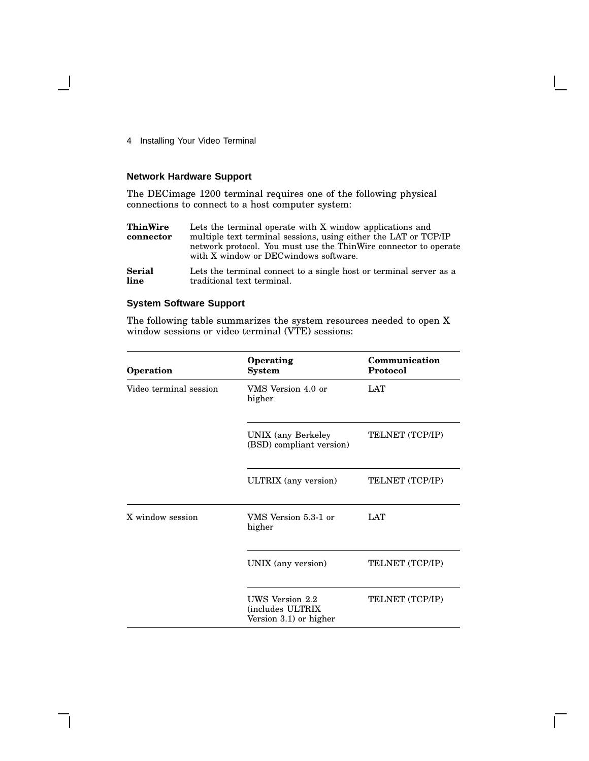### Network Hardware Support

The DECimage 1200 terminal requires one of the following physical connections to connect to a host computer system:

**ThinWire connector** Lets the terminal operate with X window applications and multiple text terminal sessions, using either the LAT or TCP/IP network protocol. You must use the ThinWire connector to operate with X window or DECwindows software.

**Serial line** Lets the terminal connect to a single host or terminal server as a traditional text terminal.

### System Software Support

The following table summarizes the system resources needed to open X window sessions or video terminal (VTE) sessions:

| Operation | Operating System | Communication Protocol |
|---|---|---|
| Video terminal session | VMS Version 4.0 or higher | LAT |
| | UNIX (any Berkeley (BSD) compliant version) | TELNET (TCP/IP) |
| | ULTRIX (any version) | TELNET (TCP/IP) |
| X window session | VMS Version 5.3-1 or higher | LAT |
| | UNIX (any version) | TELNET (TCP/IP) |
| | UWS Version 2.2 (includes ULTRIX Version 3.1) or higher | TELNET (TCP/IP) |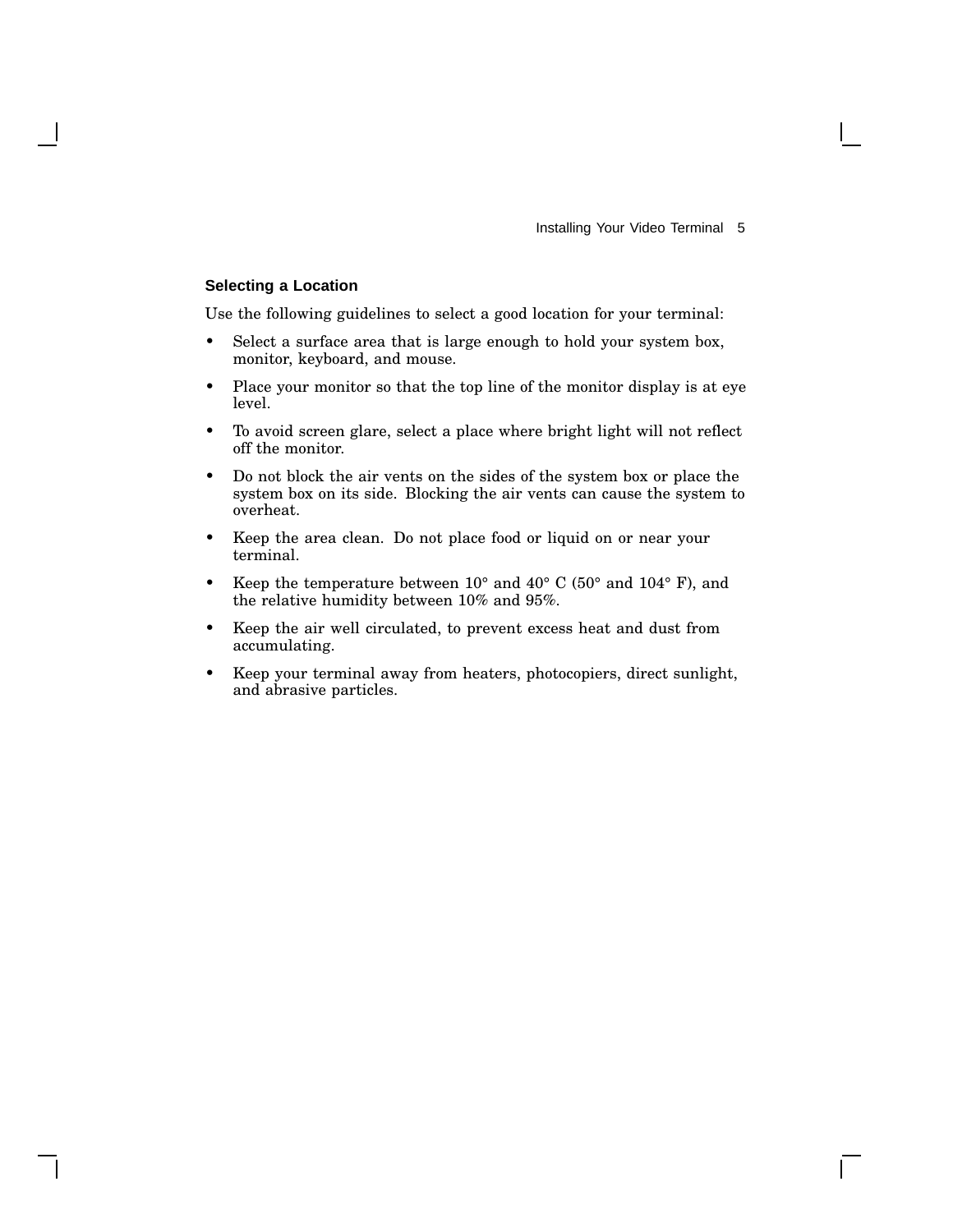### Selecting a Location

Use the following guidelines to select a good location for your terminal:

- Select a surface area that is large enough to hold your system box, monitor, keyboard, and mouse.
- Place your monitor so that the top line of the monitor display is at eye level.
- To avoid screen glare, select a place where bright light will not reflect off the monitor.
- Do not block the air vents on the sides of the system box or place the system box on its side. Blocking the air vents can cause the system to overheat.
- Keep the area clean. Do not place food or liquid on or near your terminal.
- Keep the temperature between 10° and 40° C (50° and 104° F), and the relative humidity between 10% and 95%.
- Keep the air well circulated, to prevent excess heat and dust from accumulating.
- Keep your terminal away from heaters, photocopiers, direct sunlight, and abrasive particles.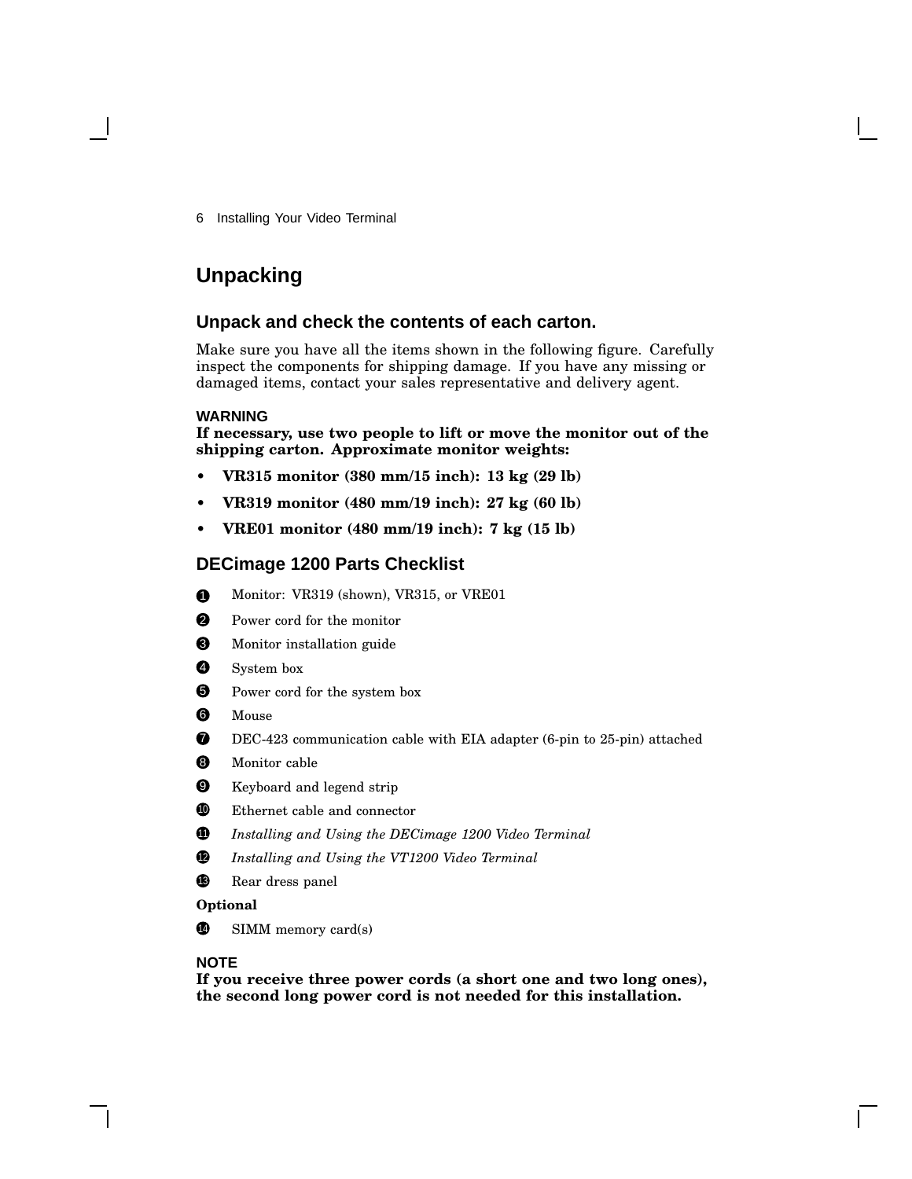# Unpacking

## Unpack and check the contents of each carton.

Make sure you have all the items shown in the following figure. Carefully inspect the components for shipping damage. If you have any missing or damaged items, contact your sales representative and delivery agent.

**WARNING**
**If necessary, use two people to lift or move the monitor out of the shipping carton. Approximate monitor weights:**

- **VR315 monitor (380 mm/15 inch): 13 kg (29 lb)**
- **VR319 monitor (480 mm/19 inch): 27 kg (60 lb)**
- **VRE01 monitor (480 mm/19 inch): 7 kg (15 lb)**

## DECimage 1200 Parts Checklist

1. Monitor: VR319 (shown), VR315, or VRE01
2. Power cord for the monitor
3. Monitor installation guide
4. System box
5. Power cord for the system box
6. Mouse
7. DEC-423 communication cable with EIA adapter (6-pin to 25-pin) attached
8. Monitor cable
9. Keyboard and legend strip
10. Ethernet cable and connector
11. *Installing and Using the DECimage 1200 Video Terminal*
12. *Installing and Using the VT1200 Video Terminal*
13. Rear dress panel

**Optional**

14. SIMM memory card(s)

**NOTE**
**If you receive three power cords (a short one and two long ones), the second long power cord is not needed for this installation.**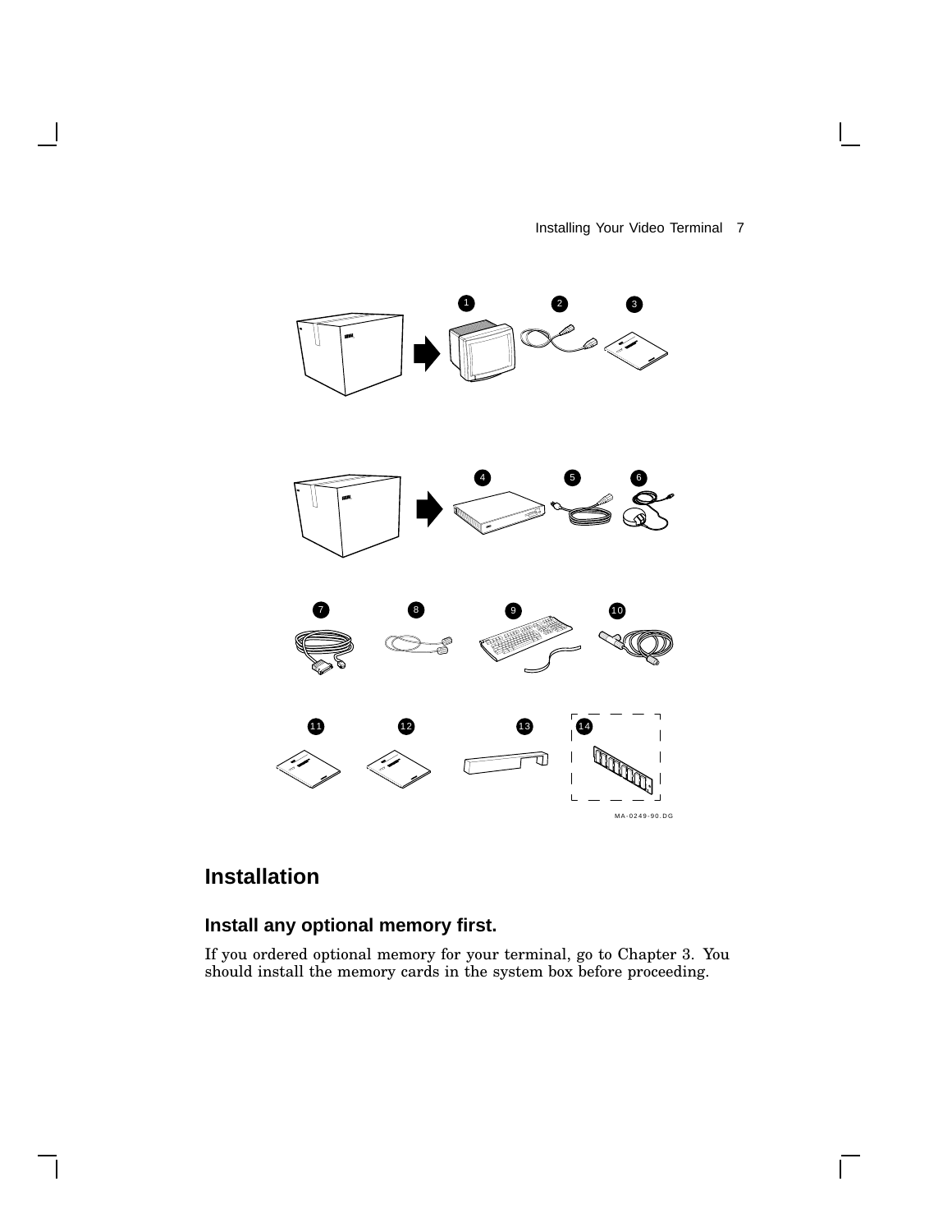MA-0249-90.DG

## Installation

### Install any optional memory first.

If you ordered optional memory for your terminal, go to Chapter 3. You should install the memory cards in the system box before proceeding.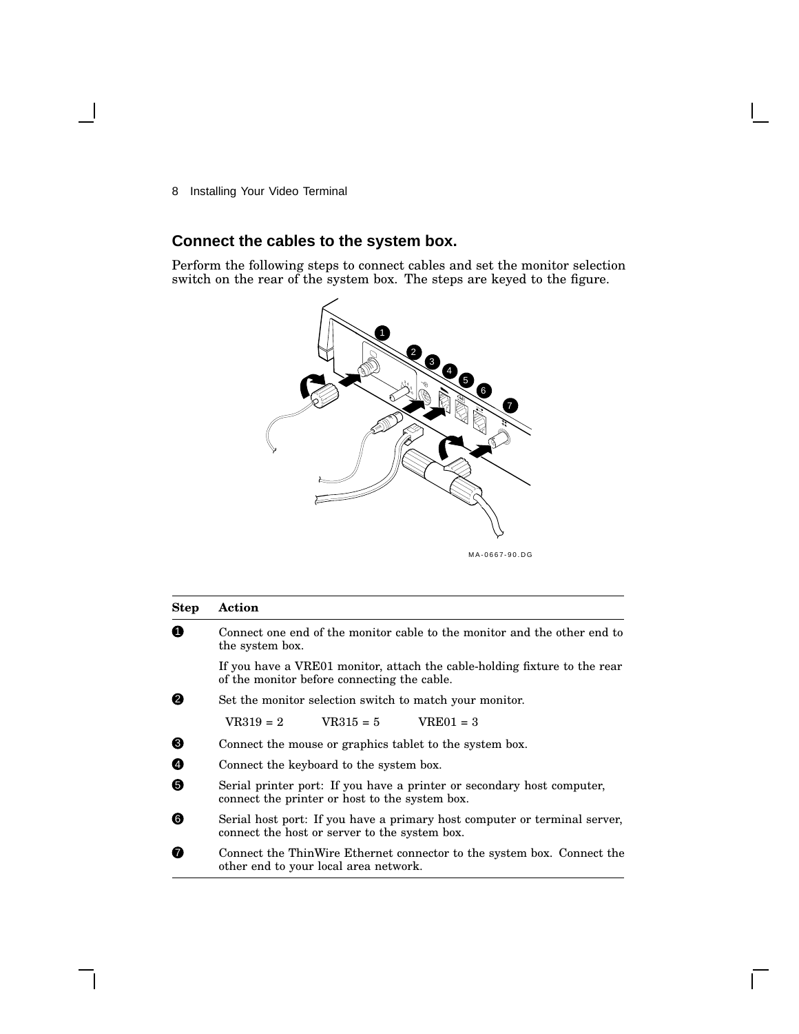## Connect the cables to the system box.

Perform the following steps to connect cables and set the monitor selection switch on the rear of the system box. The steps are keyed to the figure.

MA-0667-90.DG

| Step | Action |
|---|---|
| 1 | Connect one end of the monitor cable to the monitor and the other end to the system box. |
| | If you have a VRE01 monitor, attach the cable-holding fixture to the rear of the monitor before connecting the cable. |
| 2 | Set the monitor selection switch to match your monitor. |
| | VR319 = 2     VR315 = 5     VRE01 = 3 |
| 3 | Connect the mouse or graphics tablet to the system box. |
| 4 | Connect the keyboard to the system box. |
| 5 | Serial printer port: If you have a printer or secondary host computer, connect the printer or host to the system box. |
| 6 | Serial host port: If you have a primary host computer or terminal server, connect the host or server to the system box. |
| 7 | Connect the ThinWire Ethernet connector to the system box. Connect the other end to your local area network. |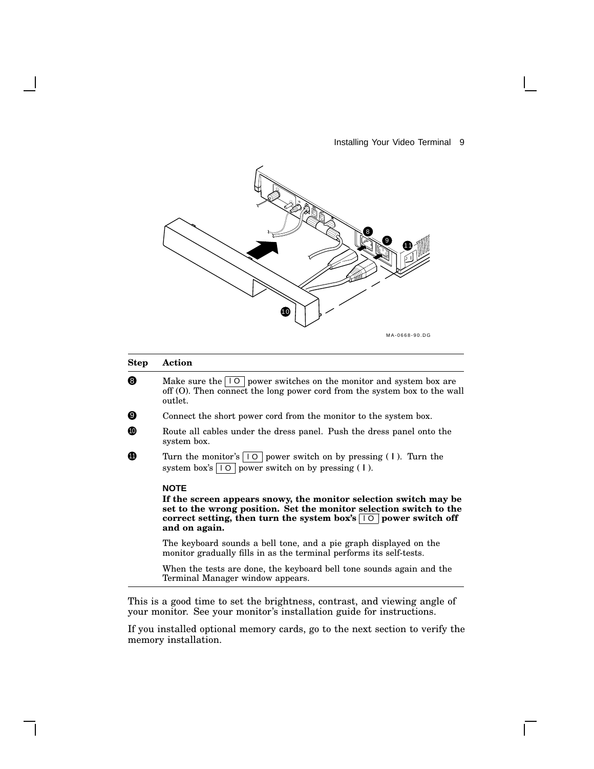MA-0668-90.DG

| Step | Action |
|---|---|
| 8 | Make sure the I O power switches on the monitor and system box are off (O). Then connect the long power cord from the system box to the wall outlet. |
| 9 | Connect the short power cord from the monitor to the system box. |
| 10 | Route all cables under the dress panel. Push the dress panel onto the system box. |
| 11 | Turn the monitor's I O power switch on by pressing ( I ). Turn the system box's I O power switch on by pressing ( I ).<br><br>**NOTE**<br>**If the screen appears snowy, the monitor selection switch may be set to the wrong position. Set the monitor selection switch to the correct setting, then turn the system box's I O power switch off and on again.**<br><br>The keyboard sounds a bell tone, and a pie graph displayed on the monitor gradually fills in as the terminal performs its self-tests.<br><br>When the tests are done, the keyboard bell tone sounds again and the Terminal Manager window appears. |

This is a good time to set the brightness, contrast, and viewing angle of your monitor. See your monitor's installation guide for instructions.

If you installed optional memory cards, go to the next section to verify the memory installation.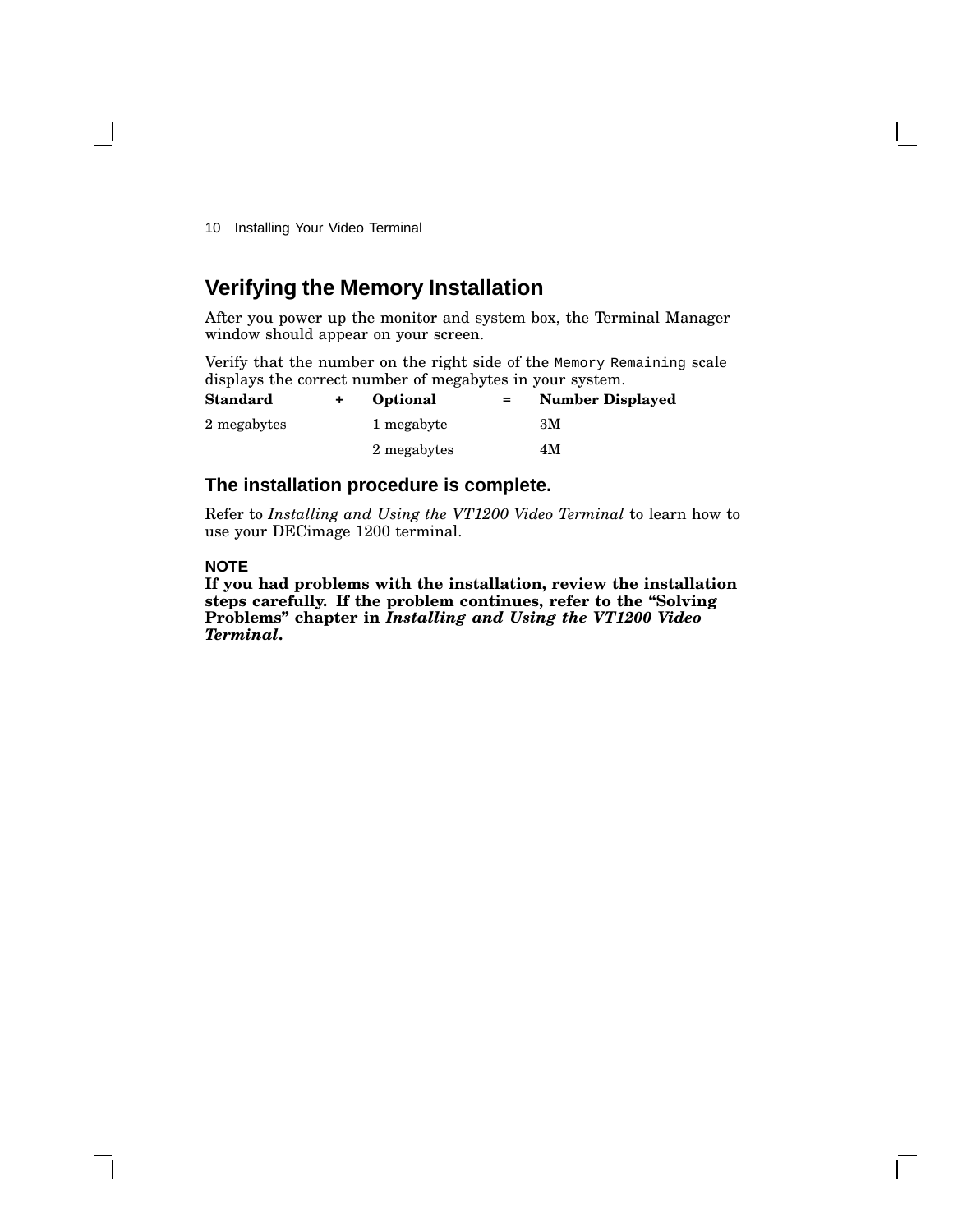## Verifying the Memory Installation

After you power up the monitor and system box, the Terminal Manager window should appear on your screen.

Verify that the number on the right side of the `Memory Remaining` scale displays the correct number of megabytes in your system.

| Standard | + | Optional | = | Number Displayed |
|---|---|---|---|---|
| 2 megabytes | | 1 megabyte | | 3M |
| | | 2 megabytes | | 4M |

### The installation procedure is complete.

Refer to *Installing and Using the VT1200 Video Terminal* to learn how to use your DECimage 1200 terminal.

**NOTE**

**If you had problems with the installation, review the installation steps carefully. If the problem continues, refer to the "Solving Problems" chapter in *Installing and Using the VT1200 Video Terminal*.**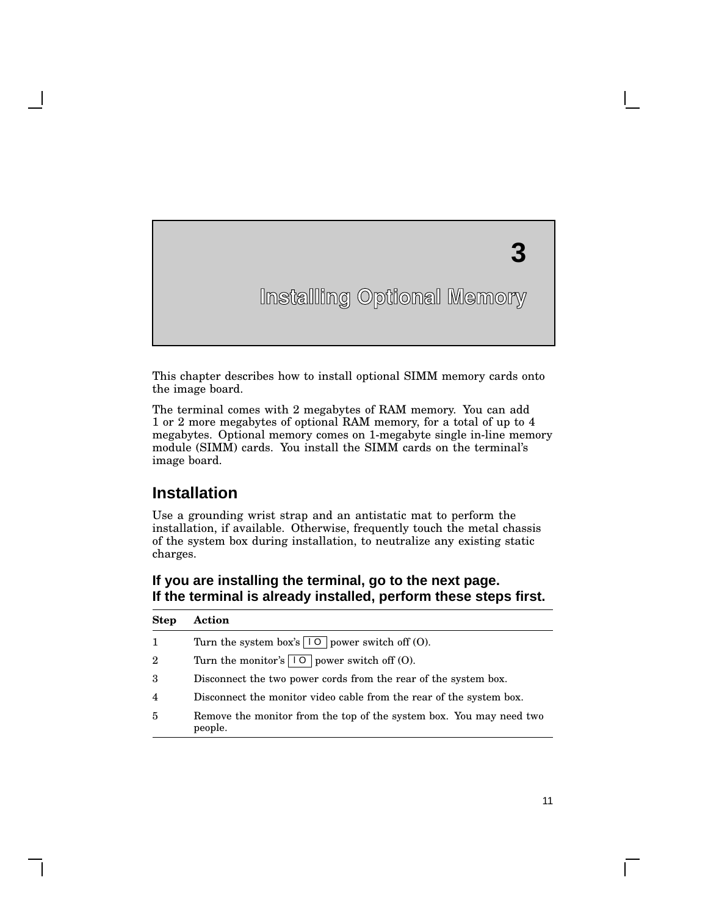# 3

# Installing Optional Memory

This chapter describes how to install optional SIMM memory cards onto the image board.

The terminal comes with 2 megabytes of RAM memory. You can add 1 or 2 more megabytes of optional RAM memory, for a total of up to 4 megabytes. Optional memory comes on 1-megabyte single in-line memory module (SIMM) cards. You install the SIMM cards on the terminal's image board.

## Installation

Use a grounding wrist strap and an antistatic mat to perform the installation, if available. Otherwise, frequently touch the metal chassis of the system box during installation, to neutralize any existing static charges.

### If you are installing the terminal, go to the next page. If the terminal is already installed, perform these steps first.

| Step | Action |
|---|---|
| 1 | Turn the system box's I O power switch off (O). |
| 2 | Turn the monitor's I O power switch off (O). |
| 3 | Disconnect the two power cords from the rear of the system box. |
| 4 | Disconnect the monitor video cable from the rear of the system box. |
| 5 | Remove the monitor from the top of the system box. You may need two people. |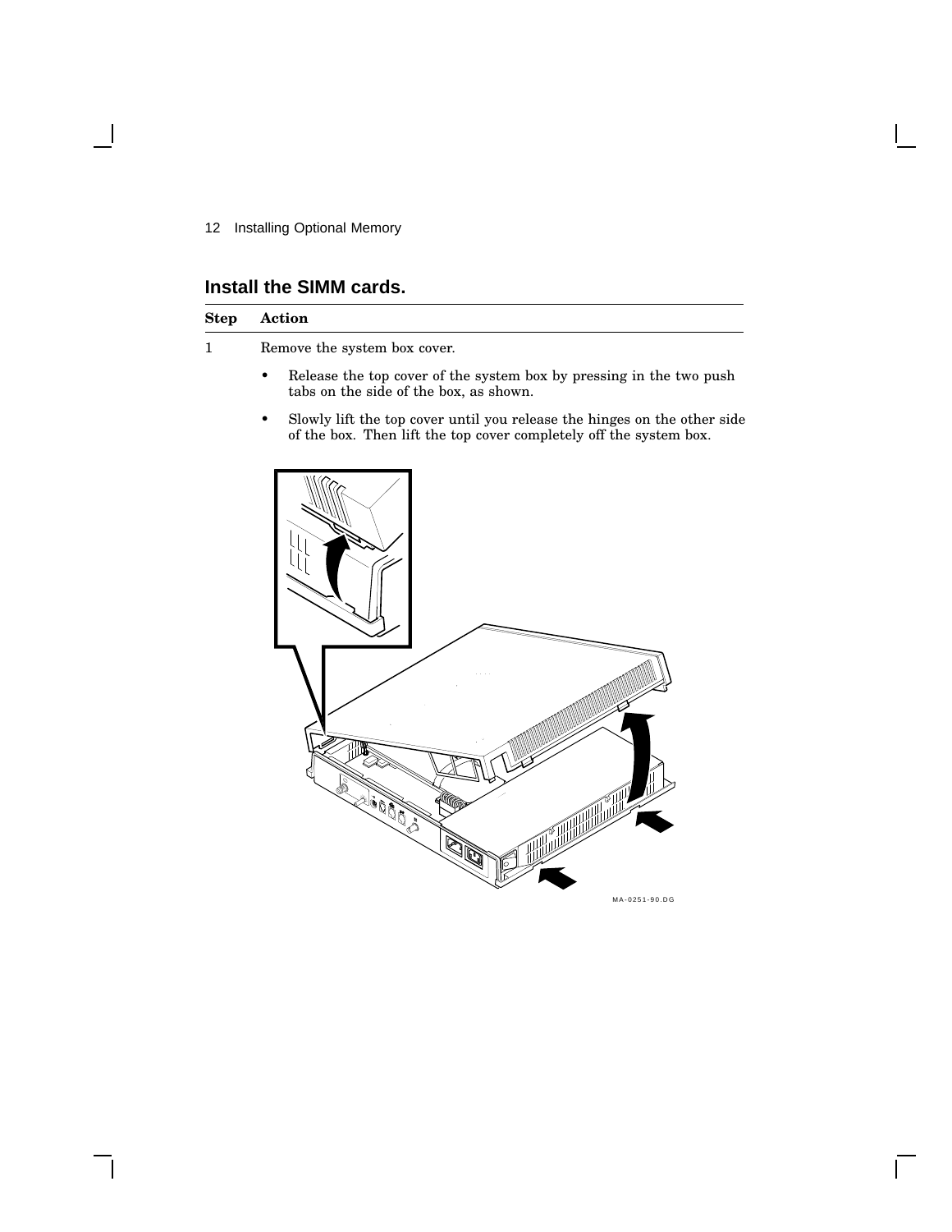## Install the SIMM cards.

| Step | Action |
| --- | --- |
| 1 | Remove the system box cover.<br>• Release the top cover of the system box by pressing in the two push tabs on the side of the box, as shown.<br>• Slowly lift the top cover until you release the hinges on the other side of the box. Then lift the top cover completely off the system box. |

MA-0251-90.DG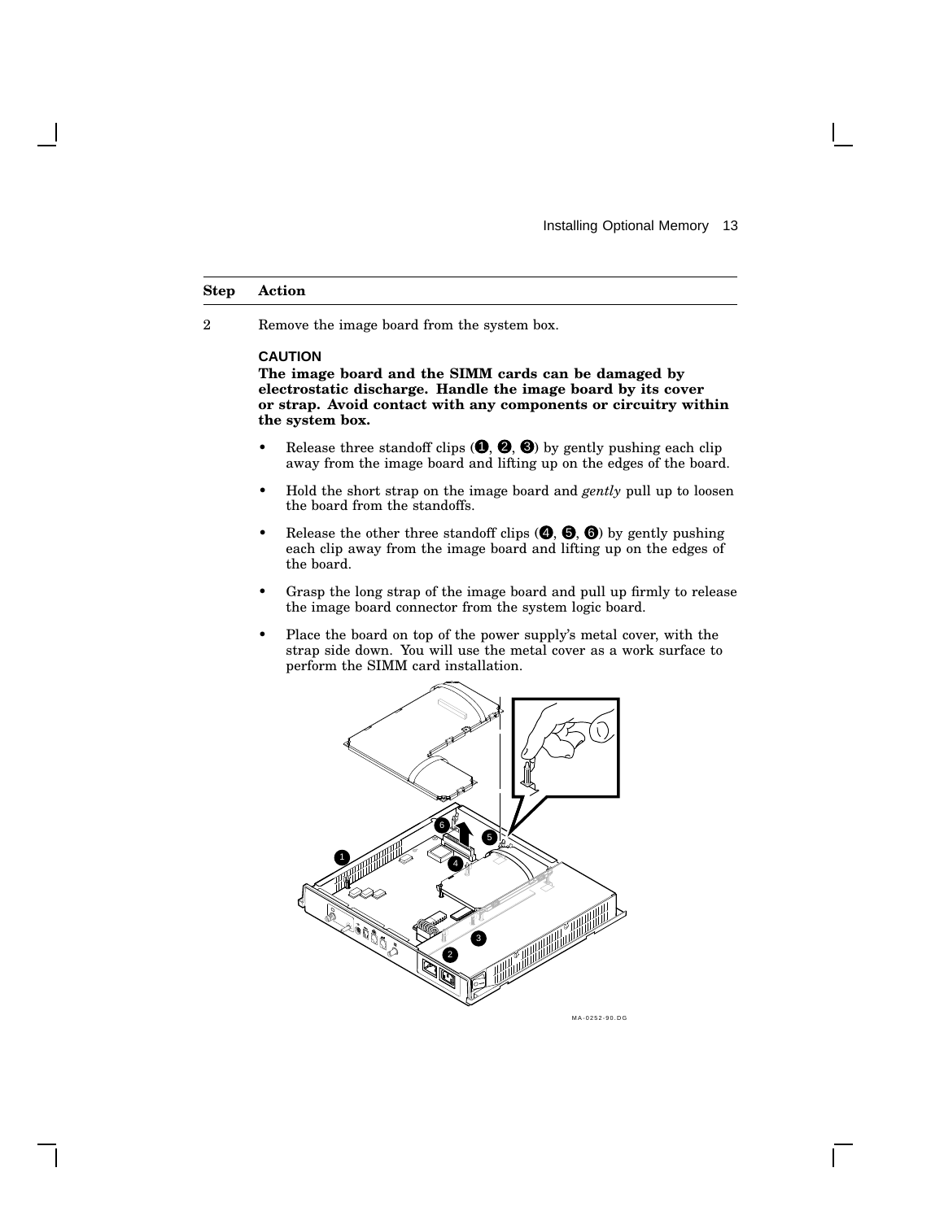| Step | Action |
| --- | --- |
| 2 | Remove the image board from the system box. |

**CAUTION**

**The image board and the SIMM cards can be damaged by electrostatic discharge. Handle the image board by its cover or strap. Avoid contact with any components or circuitry within the system box.**

- Release three standoff clips (❶, ❷, ❸) by gently pushing each clip away from the image board and lifting up on the edges of the board.
- Hold the short strap on the image board and *gently* pull up to loosen the board from the standoffs.
- Release the other three standoff clips (❹, ❺, ❻) by gently pushing each clip away from the image board and lifting up on the edges of the board.
- Grasp the long strap of the image board and pull up firmly to release the image board connector from the system logic board.
- Place the board on top of the power supply's metal cover, with the strap side down. You will use the metal cover as a work surface to perform the SIMM card installation.

MA-0252-90.DG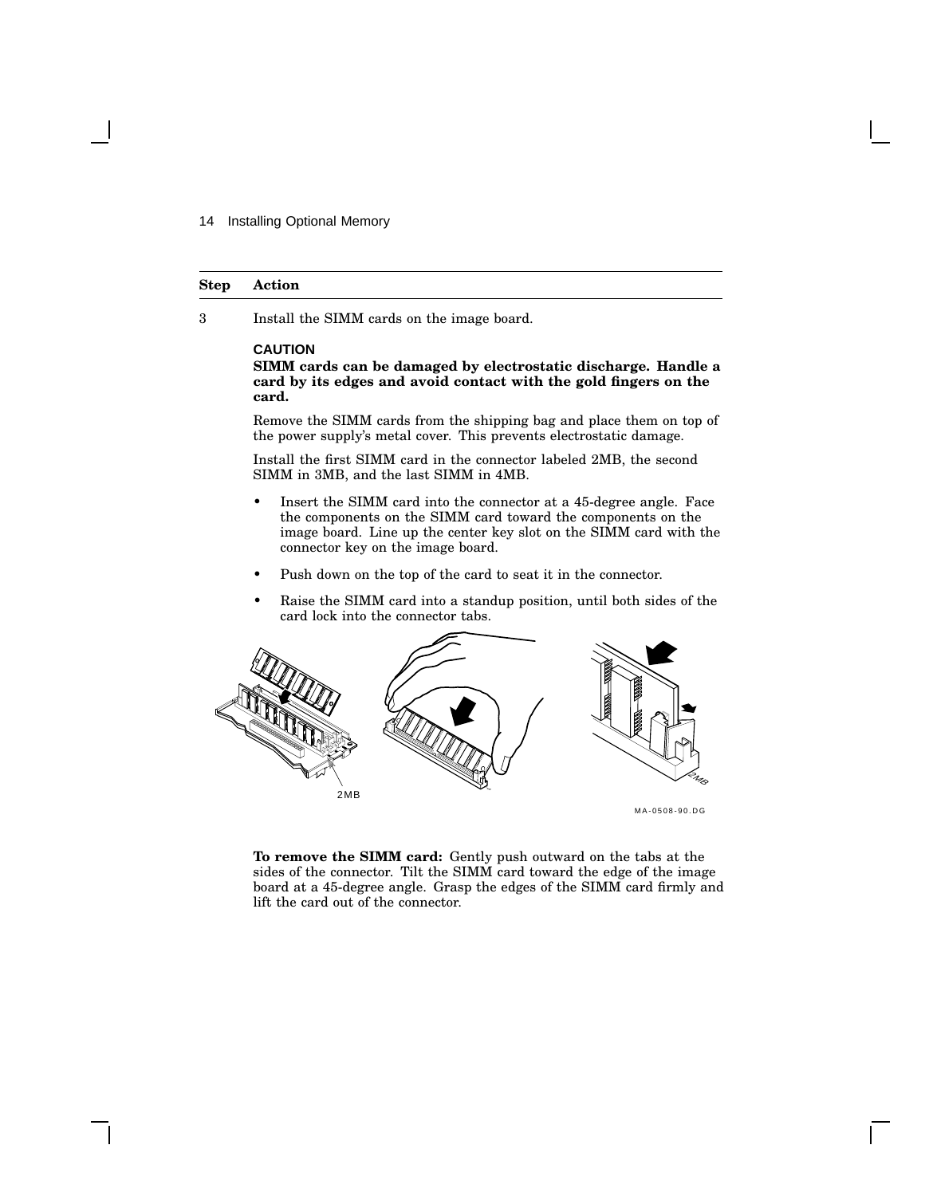| Step | Action |
|---|---|
| 3 | Install the SIMM cards on the image board. |

**CAUTION**

**SIMM cards can be damaged by electrostatic discharge. Handle a card by its edges and avoid contact with the gold fingers on the card.**

Remove the SIMM cards from the shipping bag and place them on top of the power supply's metal cover. This prevents electrostatic damage.

Install the first SIMM card in the connector labeled 2MB, the second SIMM in 3MB, and the last SIMM in 4MB.

- Insert the SIMM card into the connector at a 45-degree angle. Face the components on the SIMM card toward the components on the image board. Line up the center key slot on the SIMM card with the connector key on the image board.
- Push down on the top of the card to seat it in the connector.
- Raise the SIMM card into a standup position, until both sides of the card lock into the connector tabs.

2MB

MA-0508-90.DG

**To remove the SIMM card:** Gently push outward on the tabs at the sides of the connector. Tilt the SIMM card toward the edge of the image board at a 45-degree angle. Grasp the edges of the SIMM card firmly and lift the card out of the connector.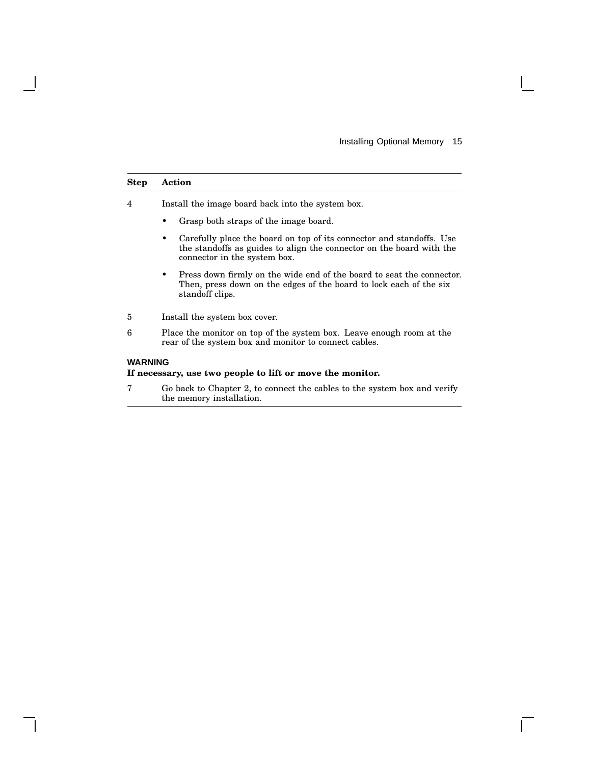| Step | Action |
|---|---|
| 4 | Install the image board back into the system box.<br>• Grasp both straps of the image board.<br>• Carefully place the board on top of its connector and standoffs. Use the standoffs as guides to align the connector on the board with the connector in the system box.<br>• Press down firmly on the wide end of the board to seat the connector. Then, press down on the edges of the board to lock each of the six standoff clips. |
| 5 | Install the system box cover. |
| 6 | Place the monitor on top of the system box. Leave enough room at the rear of the system box and monitor to connect cables. |

**WARNING**

**If necessary, use two people to lift or move the monitor.**

| Step | Action |
|---|---|
| 7 | Go back to Chapter 2, to connect the cables to the system box and verify the memory installation. |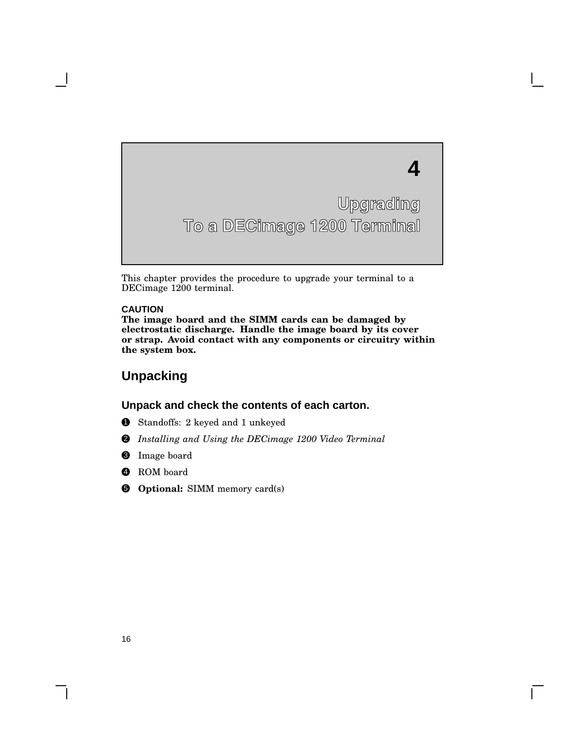# 4

# Upgrading To a DECimage 1200 Terminal

This chapter provides the procedure to upgrade your terminal to a DECimage 1200 terminal.

**CAUTION**
**The image board and the SIMM cards can be damaged by electrostatic discharge. Handle the image board by its cover or strap. Avoid contact with any components or circuitry within the system box.**

## Unpacking

### Unpack and check the contents of each carton.

❶ Standoffs: 2 keyed and 1 unkeyed

❷ *Installing and Using the DECimage 1200 Video Terminal*

❸ Image board

❹ ROM board

❺ **Optional:** SIMM memory card(s)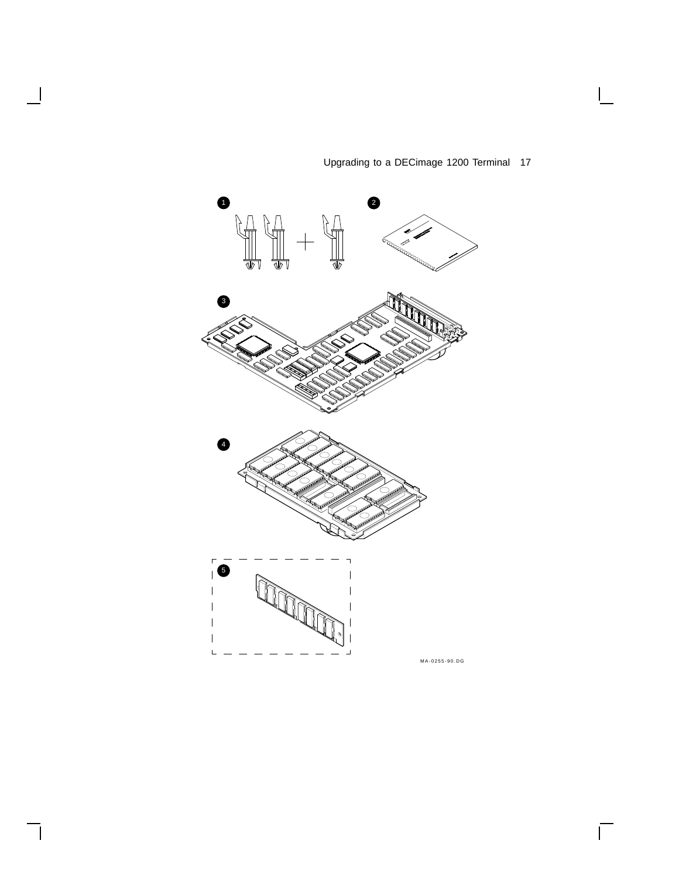MA-0255-90.DG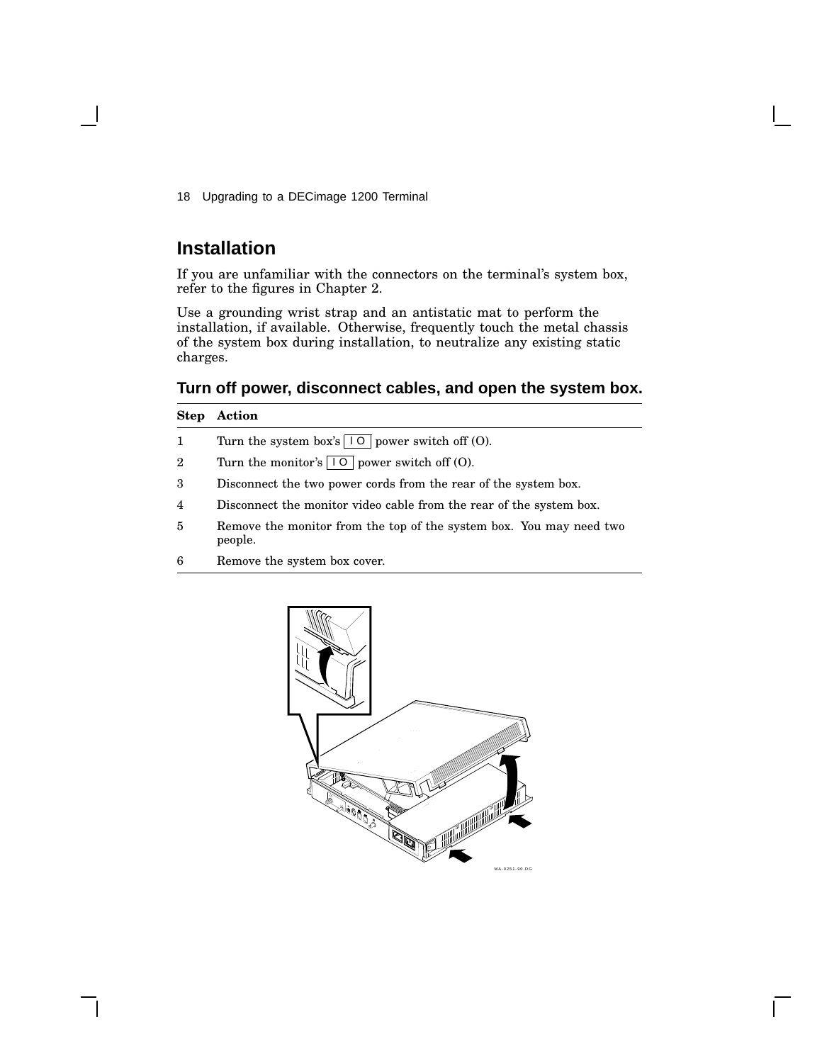## Installation

If you are unfamiliar with the connectors on the terminal's system box, refer to the figures in Chapter 2.

Use a grounding wrist strap and an antistatic mat to perform the installation, if available. Otherwise, frequently touch the metal chassis of the system box during installation, to neutralize any existing static charges.

### Turn off power, disconnect cables, and open the system box.

| Step | Action |
|---|---|
| 1 | Turn the system box's \| O power switch off (O). |
| 2 | Turn the monitor's \| O power switch off (O). |
| 3 | Disconnect the two power cords from the rear of the system box. |
| 4 | Disconnect the monitor video cable from the rear of the system box. |
| 5 | Remove the monitor from the top of the system box. You may need two people. |
| 6 | Remove the system box cover. |

MA-0251-90.DG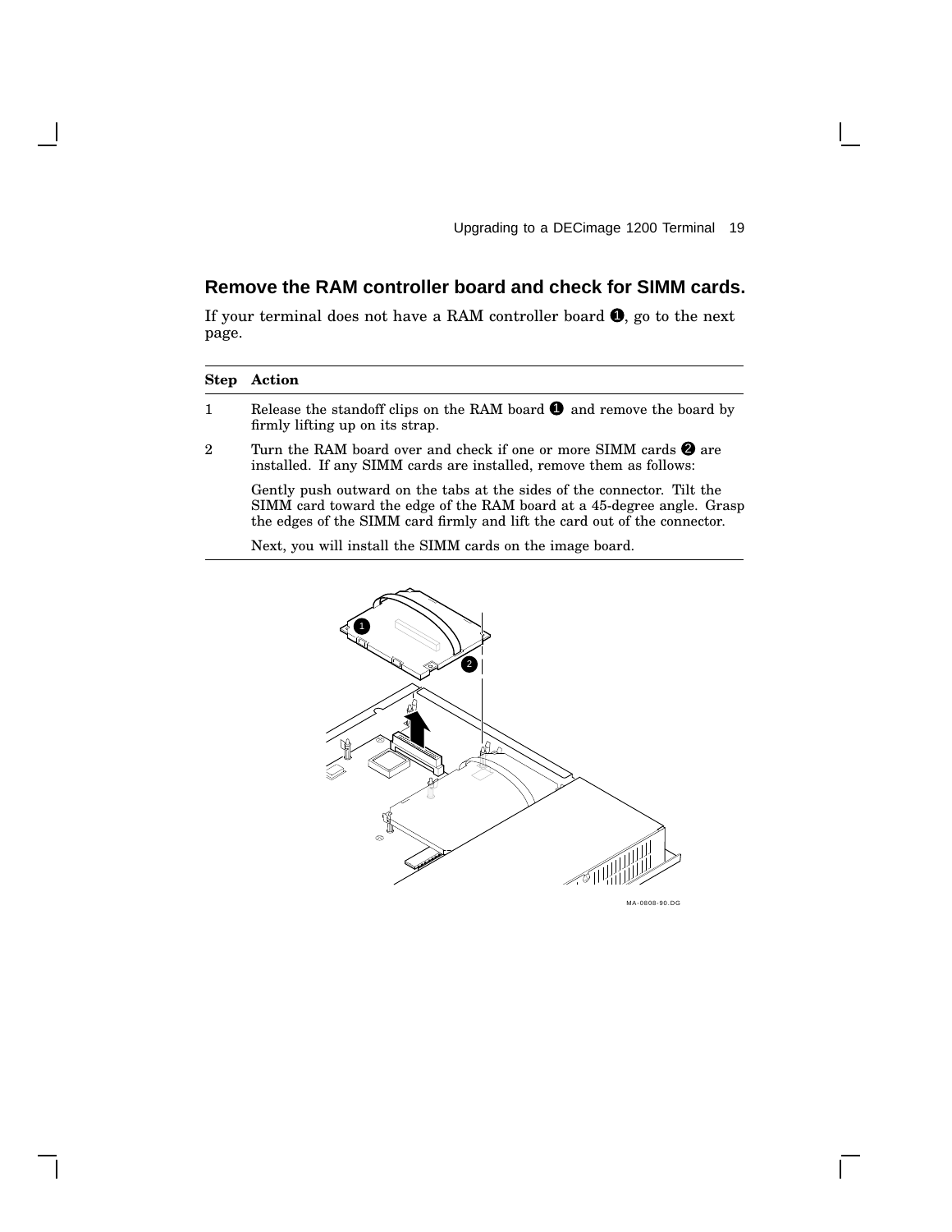## Remove the RAM controller board and check for SIMM cards.

If your terminal does not have a RAM controller board ❶, go to the next page.

| Step | Action |
|---|---|
| 1 | Release the standoff clips on the RAM board ❶ and remove the board by firmly lifting up on its strap. |
| 2 | Turn the RAM board over and check if one or more SIMM cards ❷ are installed. If any SIMM cards are installed, remove them as follows:<br><br>Gently push outward on the tabs at the sides of the connector. Tilt the SIMM card toward the edge of the RAM board at a 45-degree angle. Grasp the edges of the SIMM card firmly and lift the card out of the connector.<br><br>Next, you will install the SIMM cards on the image board. |

MA-0808-90.DG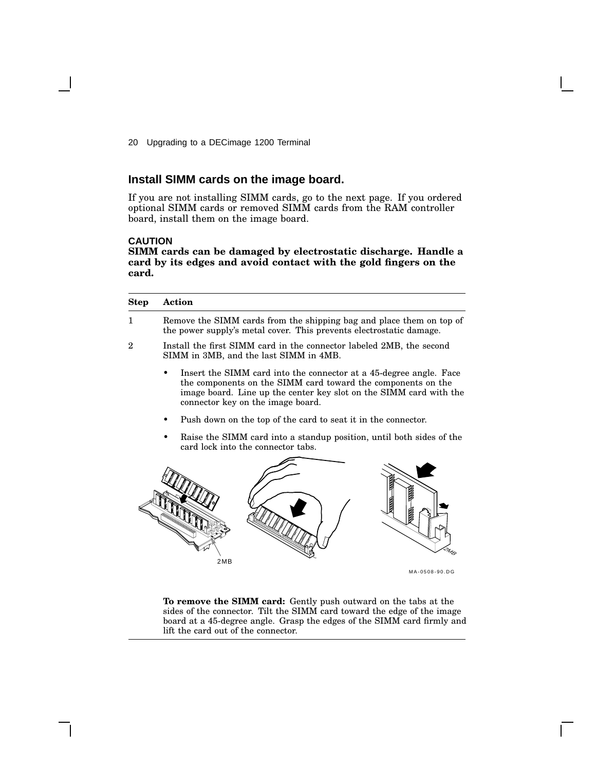## Install SIMM cards on the image board.

If you are not installing SIMM cards, go to the next page. If you ordered optional SIMM cards or removed SIMM cards from the RAM controller board, install them on the image board.

**CAUTION**
**SIMM cards can be damaged by electrostatic discharge. Handle a card by its edges and avoid contact with the gold fingers on the card.**

| **Step** | **Action** |
|---|---|
| 1 | Remove the SIMM cards from the shipping bag and place them on top of the power supply's metal cover. This prevents electrostatic damage. |
| 2 | Install the first SIMM card in the connector labeled 2MB, the second SIMM in 3MB, and the last SIMM in 4MB.<br>• Insert the SIMM card into the connector at a 45-degree angle. Face the components on the SIMM card toward the components on the image board. Line up the center key slot on the SIMM card with the connector key on the image board.<br>• Push down on the top of the card to seat it in the connector.<br>• Raise the SIMM card into a standup position, until both sides of the card lock into the connector tabs.<br>2MB<br>2MB<br>MA-0508-90.DG<br>**To remove the SIMM card:** Gently push outward on the tabs at the sides of the connector. Tilt the SIMM card toward the edge of the image board at a 45-degree angle. Grasp the edges of the SIMM card firmly and lift the card out of the connector. |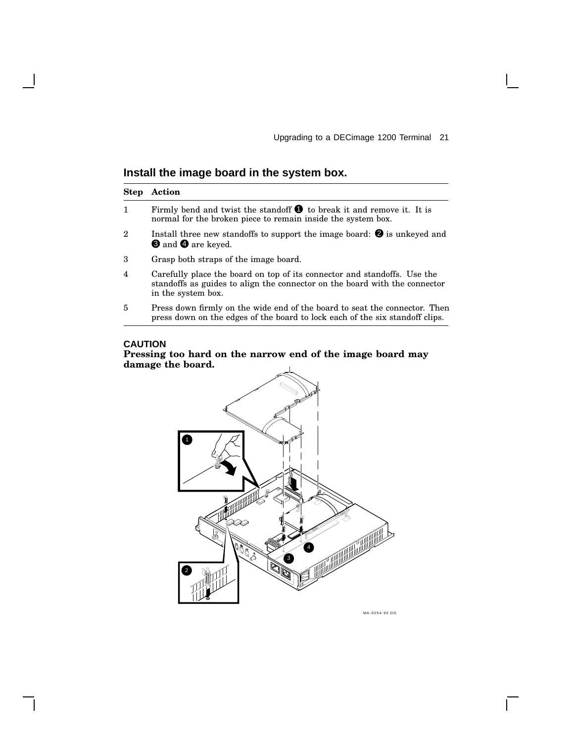## Install the image board in the system box.

| Step | Action |
|---|---|
| 1 | Firmly bend and twist the standoff ❶ to break it and remove it. It is normal for the broken piece to remain inside the system box. |
| 2 | Install three new standoffs to support the image board: ❷ is unkeyed and ❸ and ❹ are keyed. |
| 3 | Grasp both straps of the image board. |
| 4 | Carefully place the board on top of its connector and standoffs. Use the standoffs as guides to align the connector on the board with the connector in the system box. |
| 5 | Press down firmly on the wide end of the board to seat the connector. Then press down on the edges of the board to lock each of the six standoff clips. |

**CAUTION**

**Pressing too hard on the narrow end of the image board may damage the board.**

MA-0254-90.DG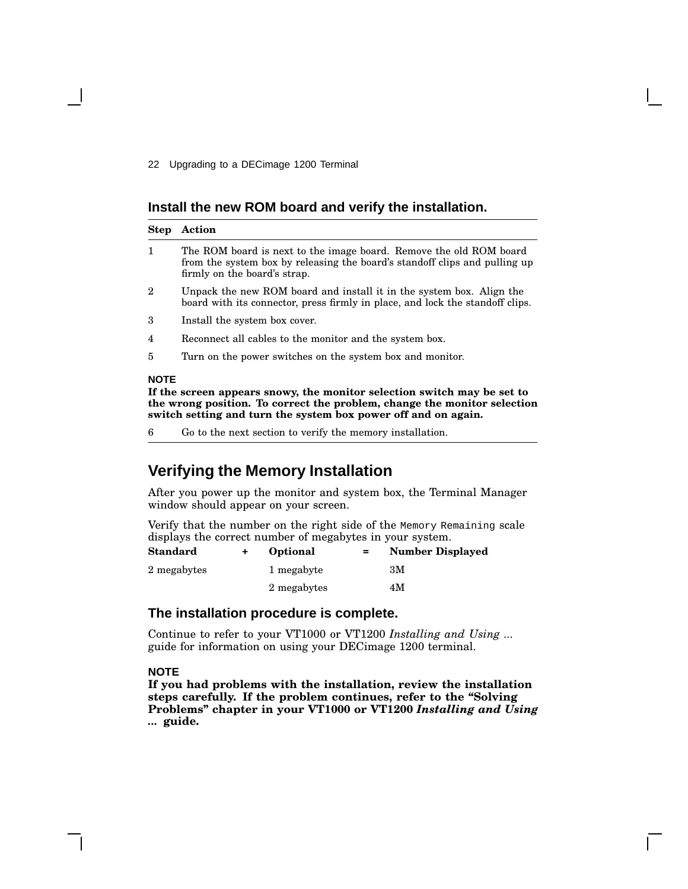**Install the new ROM board and verify the installation.**

| Step | Action |
|---|---|
| 1 | The ROM board is next to the image board. Remove the old ROM board from the system box by releasing the board's standoff clips and pulling up firmly on the board's strap. |
| 2 | Unpack the new ROM board and install it in the system box. Align the board with its connector, press firmly in place, and lock the standoff clips. |
| 3 | Install the system box cover. |
| 4 | Reconnect all cables to the monitor and the system box. |
| 5 | Turn on the power switches on the system box and monitor. |

**NOTE**

**If the screen appears snowy, the monitor selection switch may be set to the wrong position. To correct the problem, change the monitor selection switch setting and turn the system box power off and on again.**

| Step | Action |
|---|---|
| 6 | Go to the next section to verify the memory installation. |

## Verifying the Memory Installation

After you power up the monitor and system box, the Terminal Manager window should appear on your screen.

Verify that the number on the right side of the `Memory Remaining` scale displays the correct number of megabytes in your system.

| Standard | + | Optional | = | Number Displayed |
|---|---|---|---|---|
| 2 megabytes | | 1 megabyte | | 3M |
| | | 2 megabytes | | 4M |

### The installation procedure is complete.

Continue to refer to your VT1000 or VT1200 *Installing and Using ...* guide for information on using your DECimage 1200 terminal.

**NOTE**

**If you had problems with the installation, review the installation steps carefully. If the problem continues, refer to the "Solving Problems" chapter in your VT1000 or VT1200 *Installing and Using ...* guide.**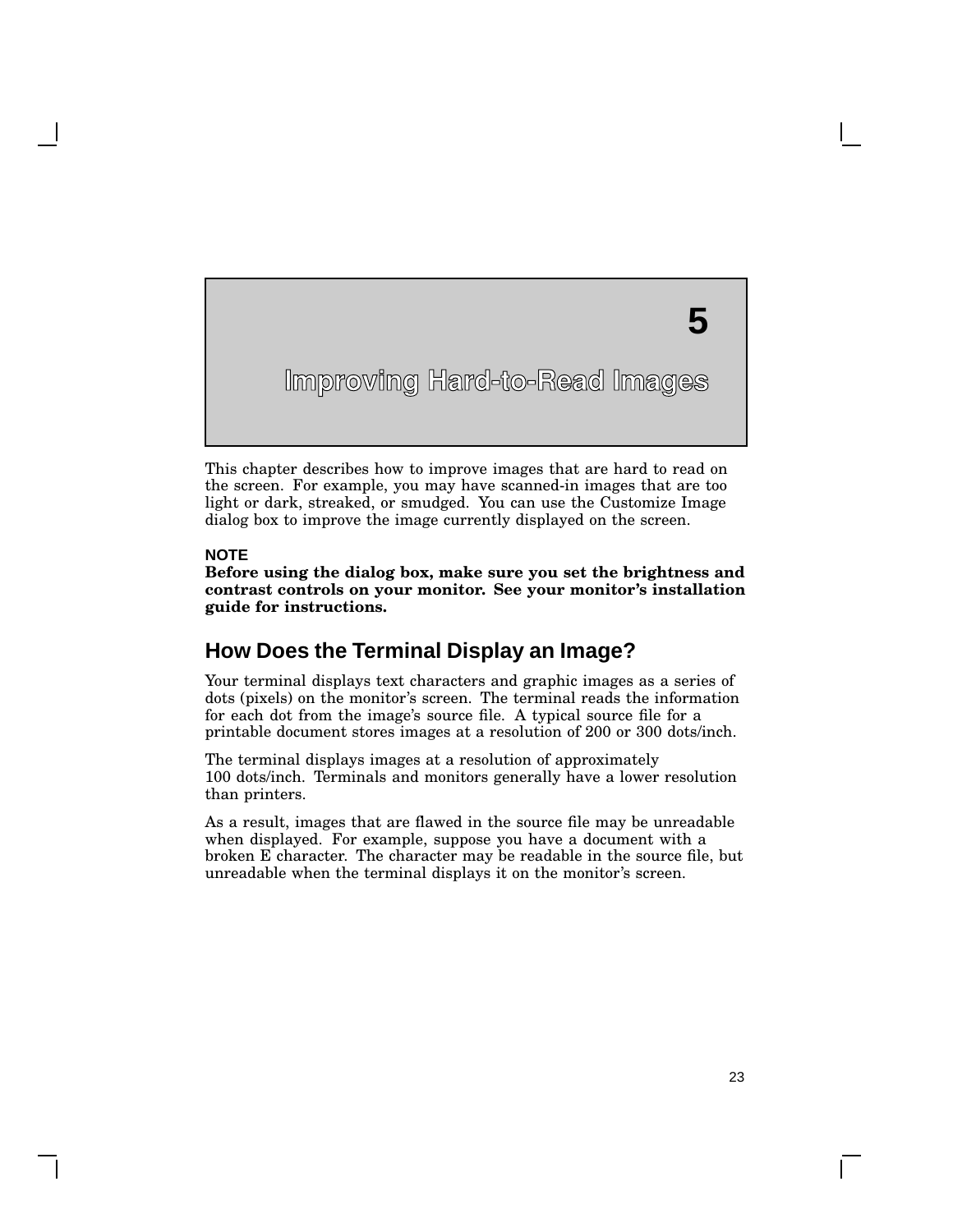# 5

# Improving Hard-to-Read Images

This chapter describes how to improve images that are hard to read on the screen. For example, you may have scanned-in images that are too light or dark, streaked, or smudged. You can use the Customize Image dialog box to improve the image currently displayed on the screen.

**NOTE**
**Before using the dialog box, make sure you set the brightness and contrast controls on your monitor. See your monitor's installation guide for instructions.**

## How Does the Terminal Display an Image?

Your terminal displays text characters and graphic images as a series of dots (pixels) on the monitor's screen. The terminal reads the information for each dot from the image's source file. A typical source file for a printable document stores images at a resolution of 200 or 300 dots/inch.

The terminal displays images at a resolution of approximately 100 dots/inch. Terminals and monitors generally have a lower resolution than printers.

As a result, images that are flawed in the source file may be unreadable when displayed. For example, suppose you have a document with a broken E character. The character may be readable in the source file, but unreadable when the terminal displays it on the monitor's screen.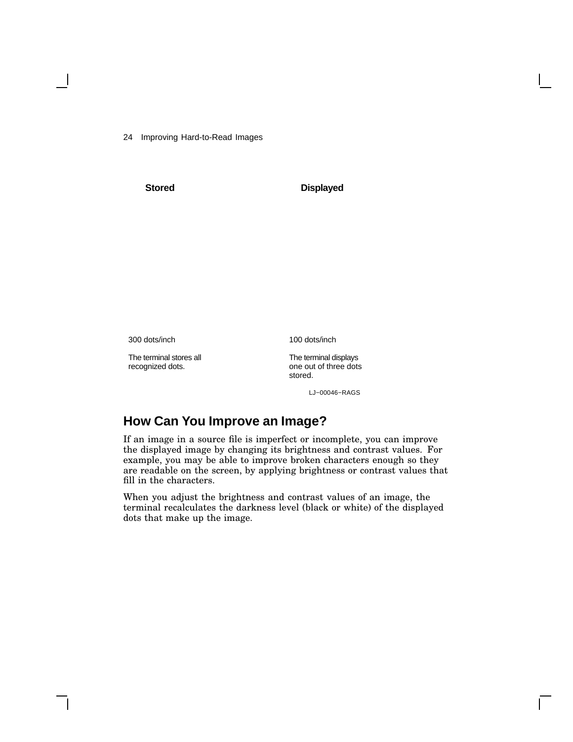**Stored** | **Displayed**

300 dots/inch

The terminal stores all recognized dots.

100 dots/inch

The terminal displays one out of three dots stored.

LJ−00046−RAGS

## How Can You Improve an Image?

If an image in a source file is imperfect or incomplete, you can improve the displayed image by changing its brightness and contrast values. For example, you may be able to improve broken characters enough so they are readable on the screen, by applying brightness or contrast values that fill in the characters.

When you adjust the brightness and contrast values of an image, the terminal recalculates the darkness level (black or white) of the displayed dots that make up the image.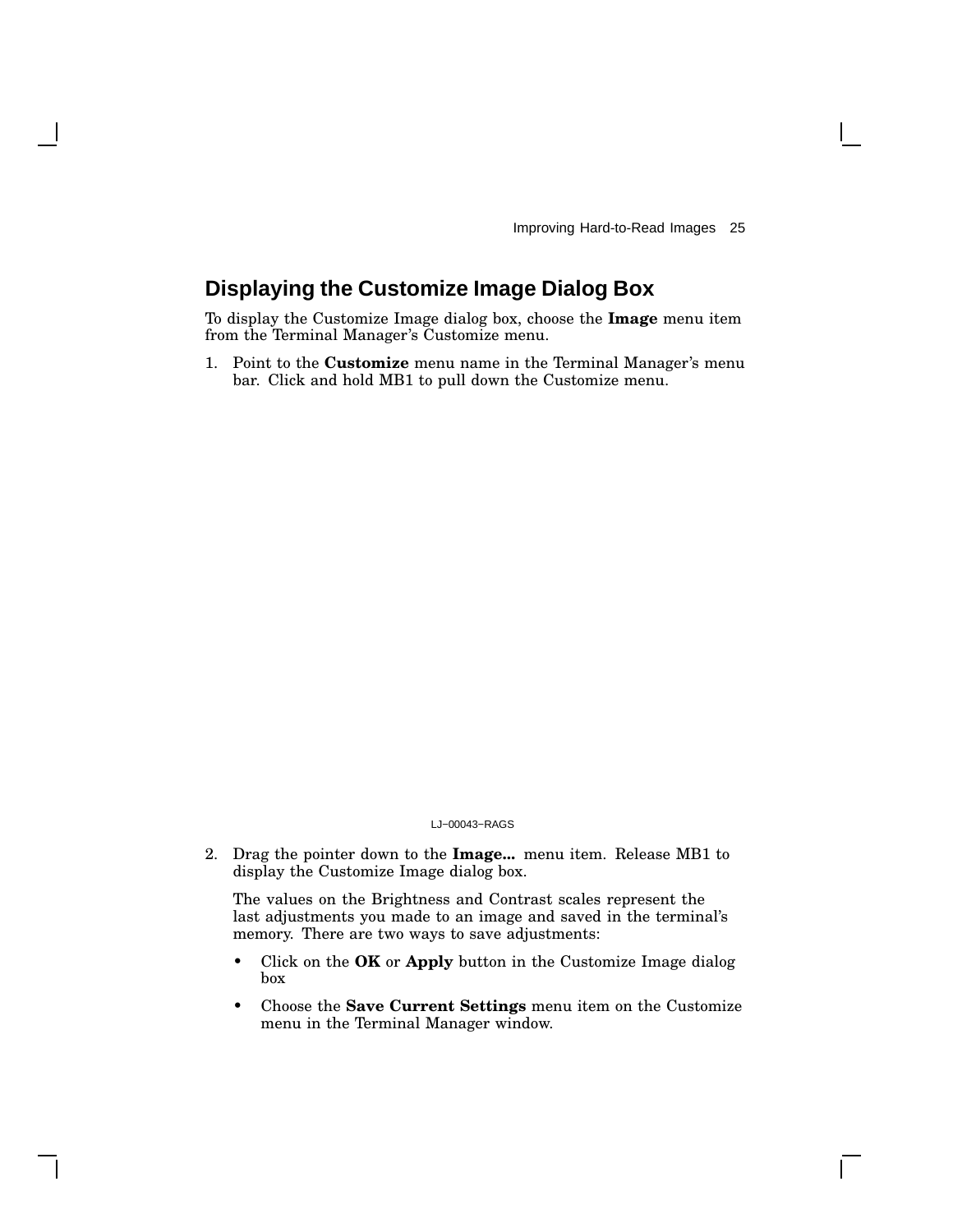## Displaying the Customize Image Dialog Box

To display the Customize Image dialog box, choose the **Image** menu item from the Terminal Manager's Customize menu.

1. Point to the **Customize** menu name in the Terminal Manager's menu bar. Click and hold MB1 to pull down the Customize menu.

LJ−00043−RAGS

2. Drag the pointer down to the **Image...** menu item. Release MB1 to display the Customize Image dialog box.

   The values on the Brightness and Contrast scales represent the last adjustments you made to an image and saved in the terminal's memory. There are two ways to save adjustments:

   - Click on the **OK** or **Apply** button in the Customize Image dialog box
   - Choose the **Save Current Settings** menu item on the Customize menu in the Terminal Manager window.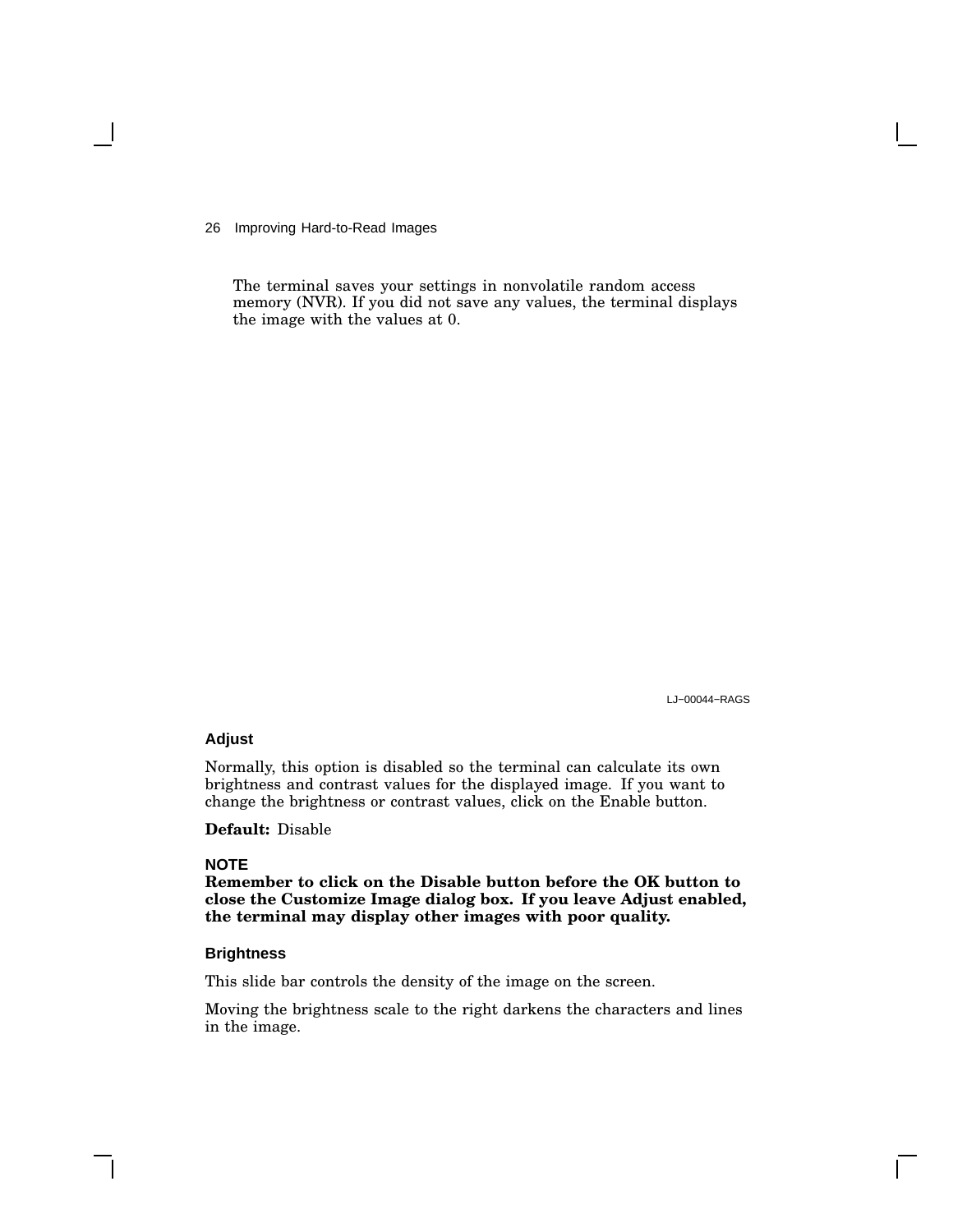The terminal saves your settings in nonvolatile random access memory (NVR). If you did not save any values, the terminal displays the image with the values at 0.

LJ−00044−RAGS

### Adjust

Normally, this option is disabled so the terminal can calculate its own brightness and contrast values for the displayed image. If you want to change the brightness or contrast values, click on the Enable button.

**Default:** Disable

**NOTE**

**Remember to click on the Disable button before the OK button to close the Customize Image dialog box. If you leave Adjust enabled, the terminal may display other images with poor quality.**

### Brightness

This slide bar controls the density of the image on the screen.

Moving the brightness scale to the right darkens the characters and lines in the image.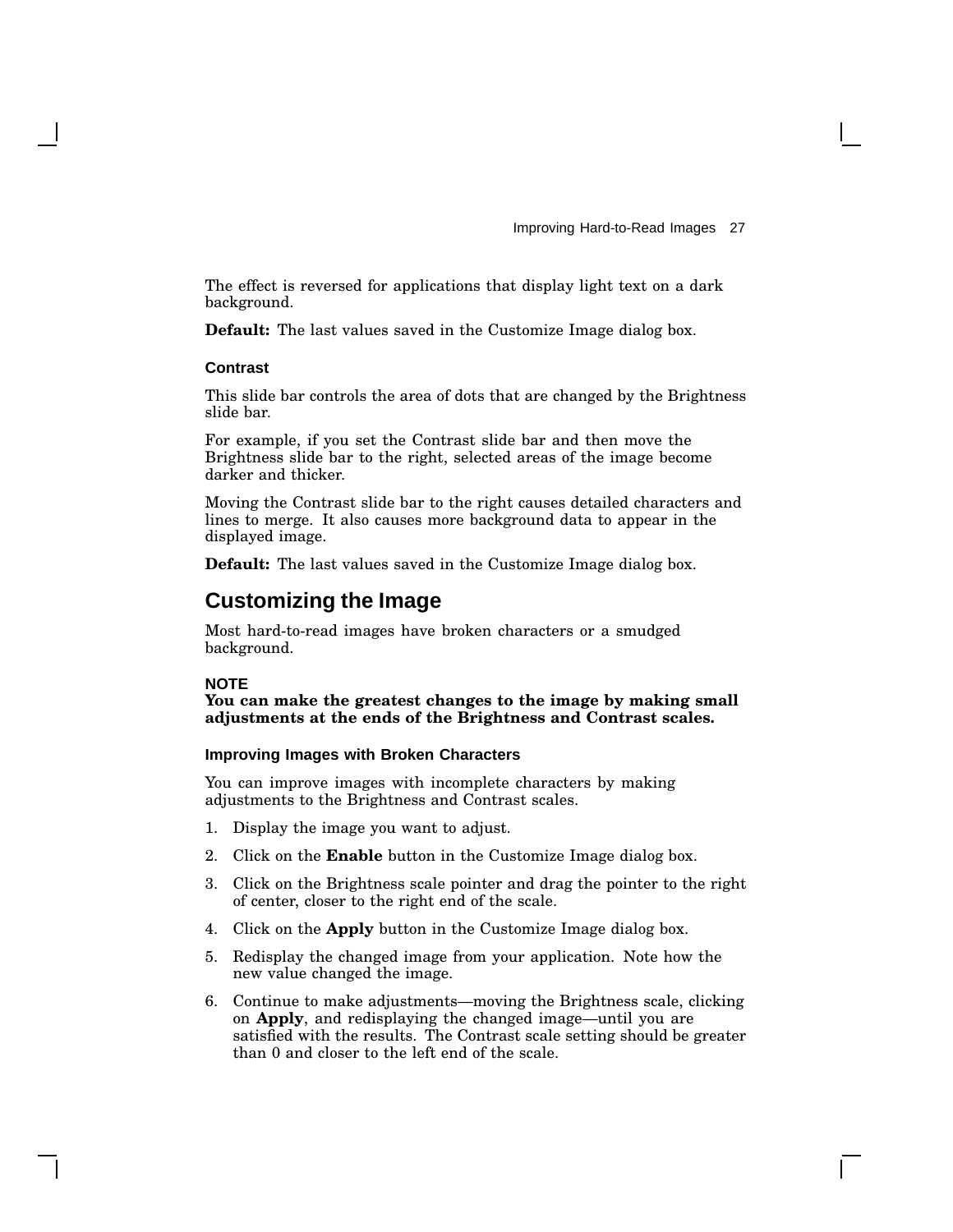The effect is reversed for applications that display light text on a dark background.

**Default:** The last values saved in the Customize Image dialog box.

### Contrast

This slide bar controls the area of dots that are changed by the Brightness slide bar.

For example, if you set the Contrast slide bar and then move the Brightness slide bar to the right, selected areas of the image become darker and thicker.

Moving the Contrast slide bar to the right causes detailed characters and lines to merge. It also causes more background data to appear in the displayed image.

**Default:** The last values saved in the Customize Image dialog box.

## Customizing the Image

Most hard-to-read images have broken characters or a smudged background.

**NOTE**
**You can make the greatest changes to the image by making small adjustments at the ends of the Brightness and Contrast scales.**

### Improving Images with Broken Characters

You can improve images with incomplete characters by making adjustments to the Brightness and Contrast scales.

1. Display the image you want to adjust.
2. Click on the **Enable** button in the Customize Image dialog box.
3. Click on the Brightness scale pointer and drag the pointer to the right of center, closer to the right end of the scale.
4. Click on the **Apply** button in the Customize Image dialog box.
5. Redisplay the changed image from your application. Note how the new value changed the image.
6. Continue to make adjustments—moving the Brightness scale, clicking on **Apply**, and redisplaying the changed image—until you are satisfied with the results. The Contrast scale setting should be greater than 0 and closer to the left end of the scale.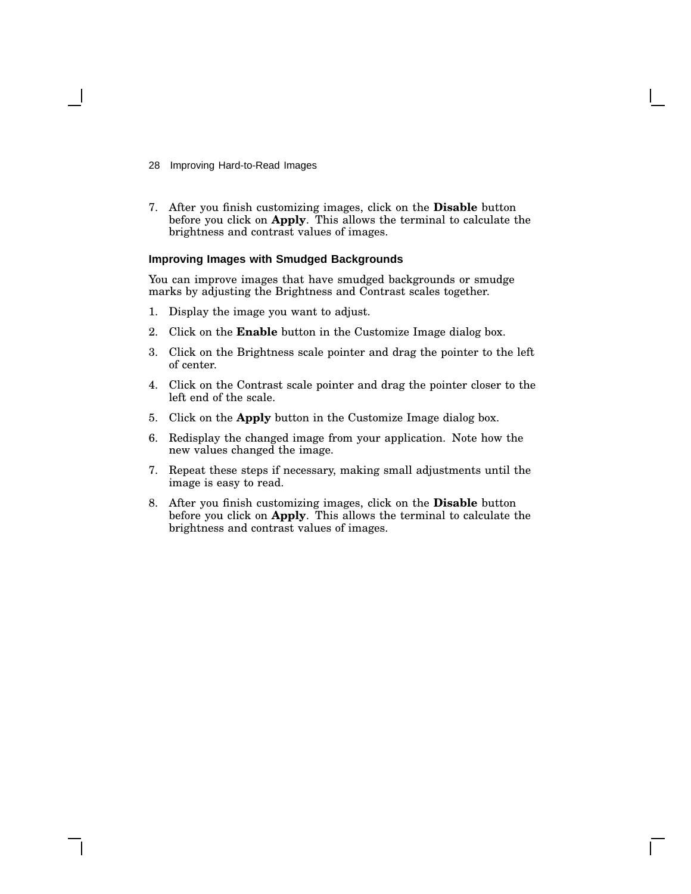7. After you finish customizing images, click on the **Disable** button before you click on **Apply**. This allows the terminal to calculate the brightness and contrast values of images.

### Improving Images with Smudged Backgrounds

You can improve images that have smudged backgrounds or smudge marks by adjusting the Brightness and Contrast scales together.

1. Display the image you want to adjust.
2. Click on the **Enable** button in the Customize Image dialog box.
3. Click on the Brightness scale pointer and drag the pointer to the left of center.
4. Click on the Contrast scale pointer and drag the pointer closer to the left end of the scale.
5. Click on the **Apply** button in the Customize Image dialog box.
6. Redisplay the changed image from your application. Note how the new values changed the image.
7. Repeat these steps if necessary, making small adjustments until the image is easy to read.
8. After you finish customizing images, click on the **Disable** button before you click on **Apply**. This allows the terminal to calculate the brightness and contrast values of images.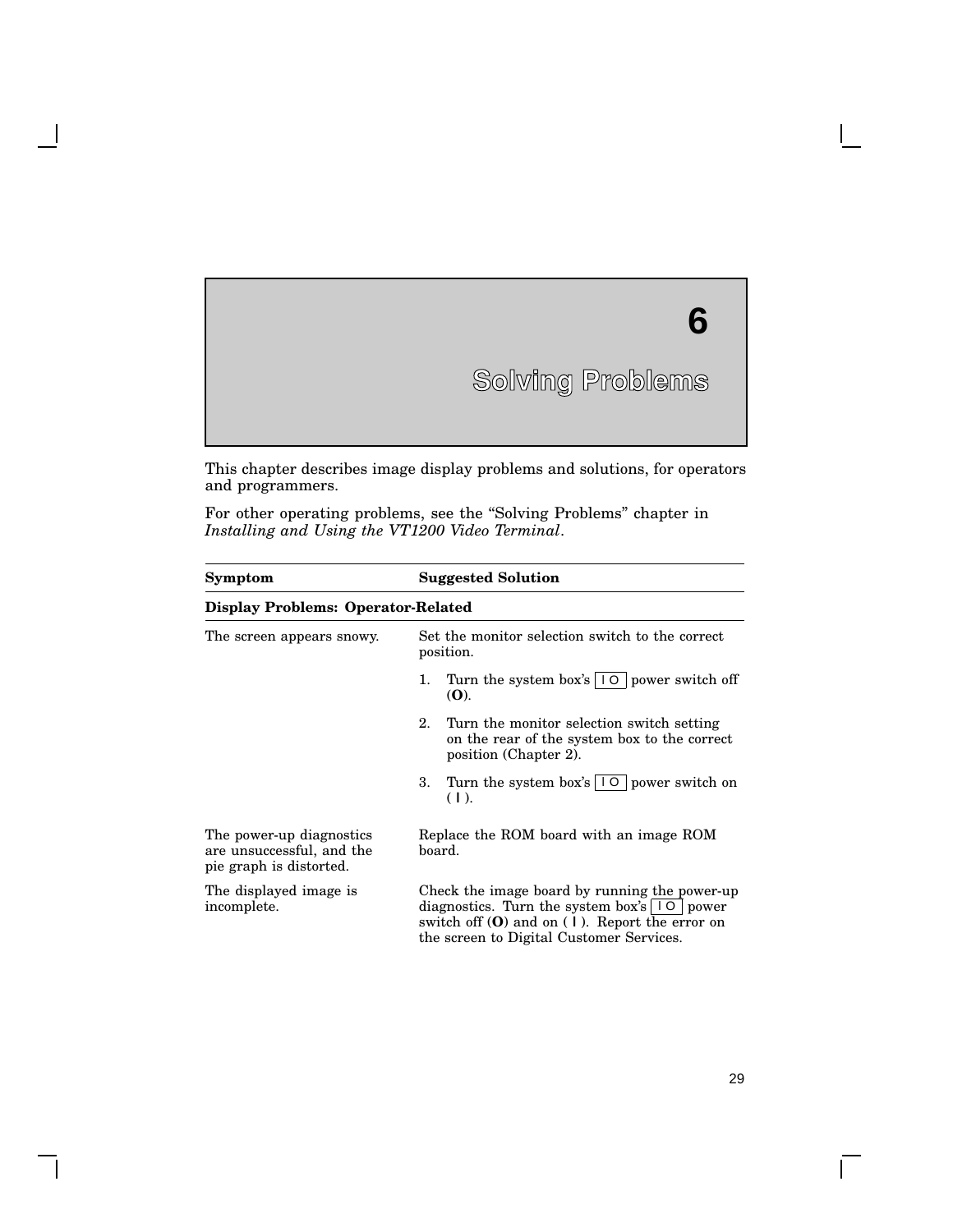# 6 Solving Problems

This chapter describes image display problems and solutions, for operators and programmers.

For other operating problems, see the “Solving Problems” chapter in *Installing and Using the VT1200 Video Terminal*.

| **Symptom** | **Suggested Solution** |
|---|---|
| **Display Problems: Operator-Related** | |
| The screen appears snowy. | Set the monitor selection switch to the correct position.<br>1. Turn the system box’s I O power switch off (**O**).<br>2. Turn the monitor selection switch setting on the rear of the system box to the correct position (Chapter 2).<br>3. Turn the system box’s I O power switch on ( I ). |
| The power-up diagnostics are unsuccessful, and the pie graph is distorted. | Replace the ROM board with an image ROM board. |
| The displayed image is incomplete. | Check the image board by running the power-up diagnostics. Turn the system box’s I O power switch off (**O**) and on ( I ). Report the error on the screen to Digital Customer Services. |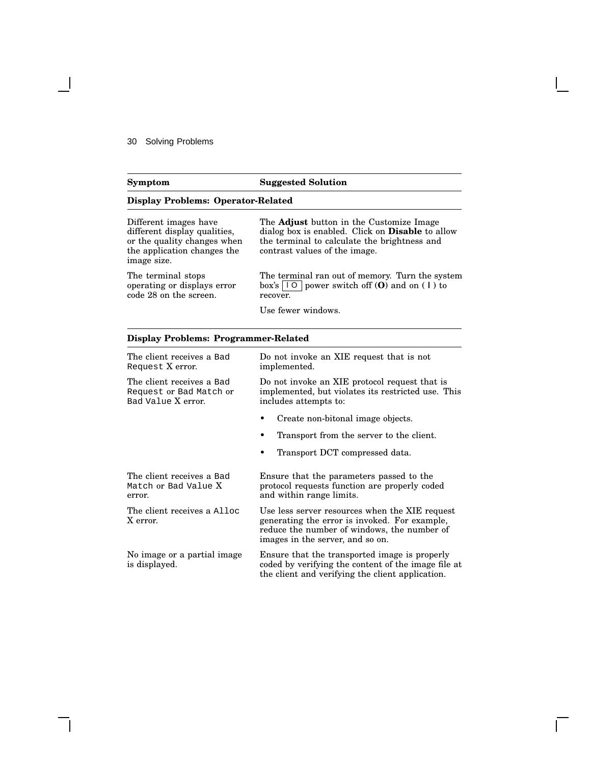| Symptom | Suggested Solution |
|---|---|
| **Display Problems: Operator-Related** | |
| Different images have different display qualities, or the quality changes when the application changes the image size. | The **Adjust** button in the Customize Image dialog box is enabled. Click on **Disable** to allow the terminal to calculate the brightness and contrast values of the image. |
| The terminal stops operating or displays error code 28 on the screen. | The terminal ran out of memory. Turn the system box's \| O power switch off (**O**) and on ( \| ) to recover.<br><br>Use fewer windows. |
| **Display Problems: Programmer-Related** | |
| The client receives a `Bad Request` X error. | Do not invoke an XIE request that is not implemented. |
| The client receives a `Bad Request` or `Bad Match` or `Bad Value` X error. | Do not invoke an XIE protocol request that is implemented, but violates its restricted use. This includes attempts to:<br><br>• Create non-bitonal image objects.<br>• Transport from the server to the client.<br>• Transport DCT compressed data. |
| The client receives a `Bad Match` or `Bad Value` X error. | Ensure that the parameters passed to the protocol requests function are properly coded and within range limits. |
| The client receives a `Alloc` X error. | Use less server resources when the XIE request generating the error is invoked. For example, reduce the number of windows, the number of images in the server, and so on. |
| No image or a partial image is displayed. | Ensure that the transported image is properly coded by verifying the content of the image file at the client and verifying the client application. |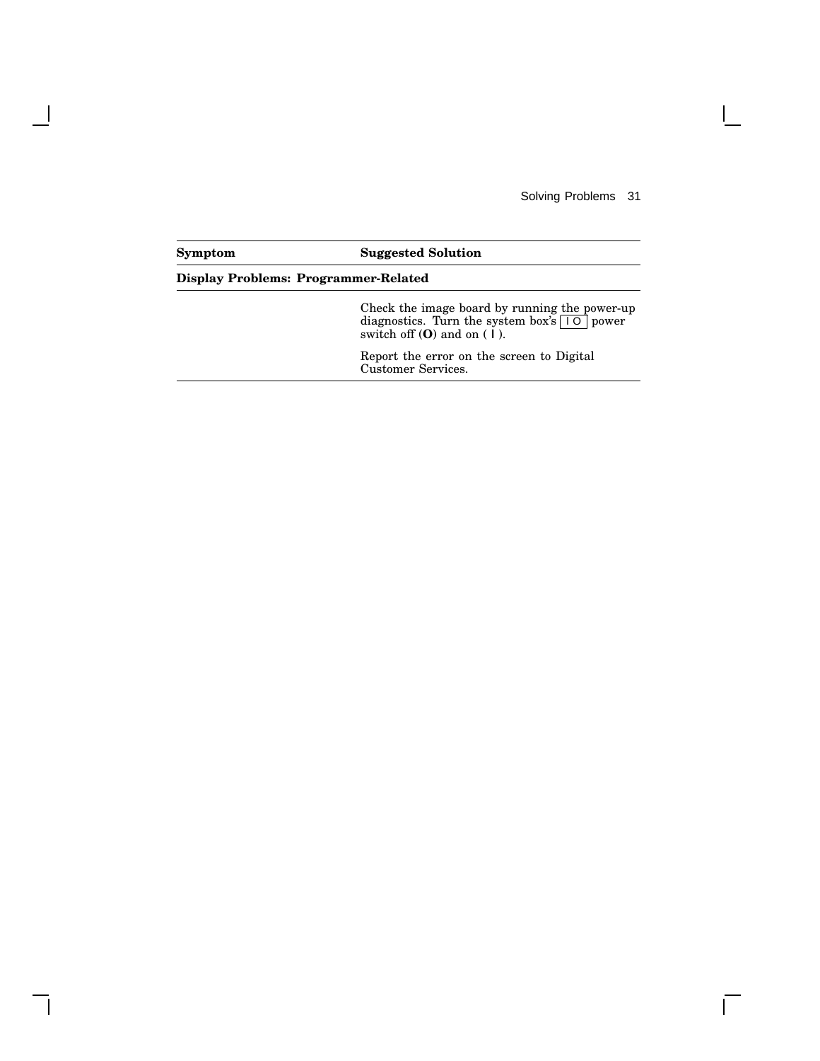| Symptom | Suggested Solution |
| --- | --- |
| **Display Problems: Programmer-Related** | |
| | Check the image board by running the power-up diagnostics. Turn the system box's [ I O ] power switch off (**O**) and on ( **I** ).<br><br>Report the error on the screen to Digital Customer Services. |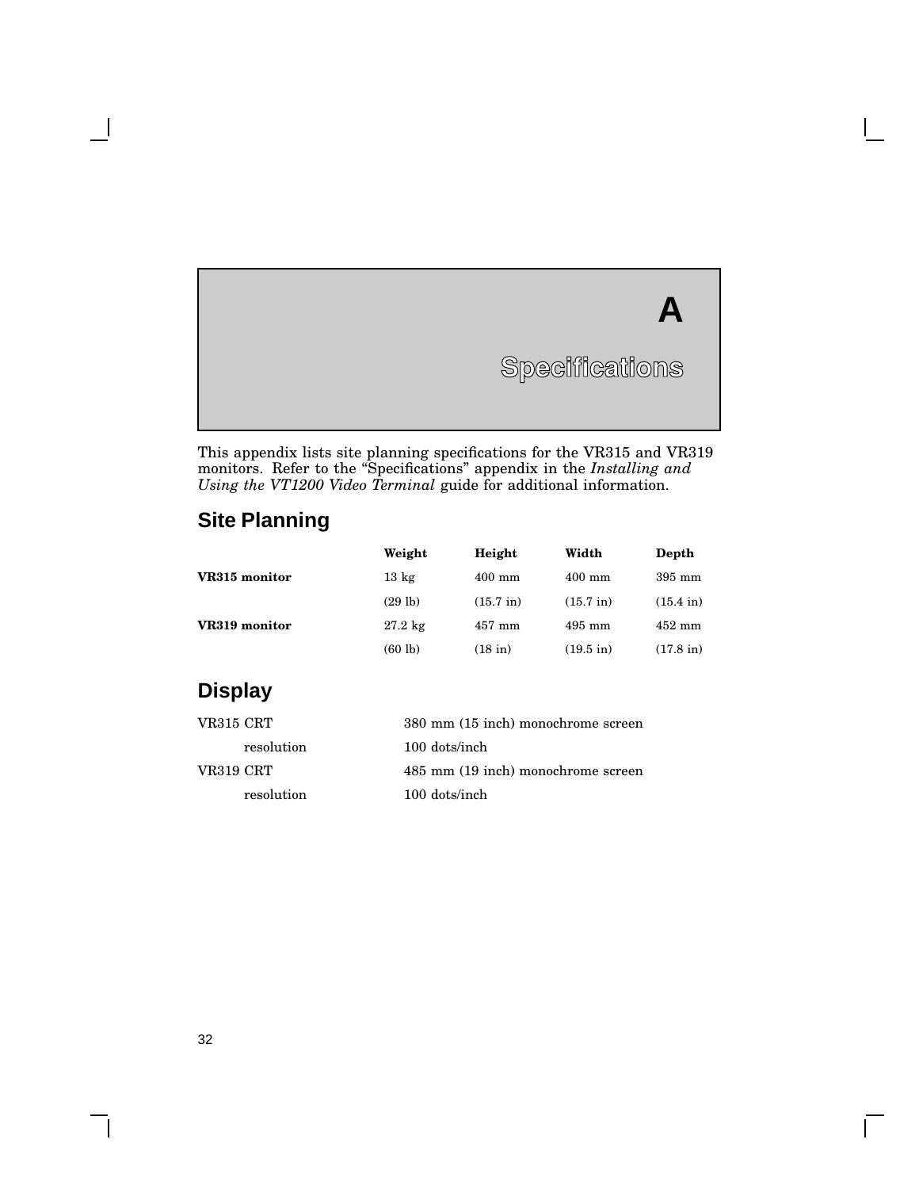# A Specifications

This appendix lists site planning specifications for the VR315 and VR319 monitors. Refer to the "Specifications" appendix in the *Installing and Using the VT1200 Video Terminal* guide for additional information.

## Site Planning

| | Weight | Height | Width | Depth |
|---|---|---|---|---|
| **VR315 monitor** | 13 kg | 400 mm | 400 mm | 395 mm |
| | (29 lb) | (15.7 in) | (15.7 in) | (15.4 in) |
| **VR319 monitor** | 27.2 kg | 457 mm | 495 mm | 452 mm |
| | (60 lb) | (18 in) | (19.5 in) | (17.8 in) |

## Display

| | |
|---|---|
| VR315 CRT | 380 mm (15 inch) monochrome screen |
| resolution | 100 dots/inch |
| VR319 CRT | 485 mm (19 inch) monochrome screen |
| resolution | 100 dots/inch |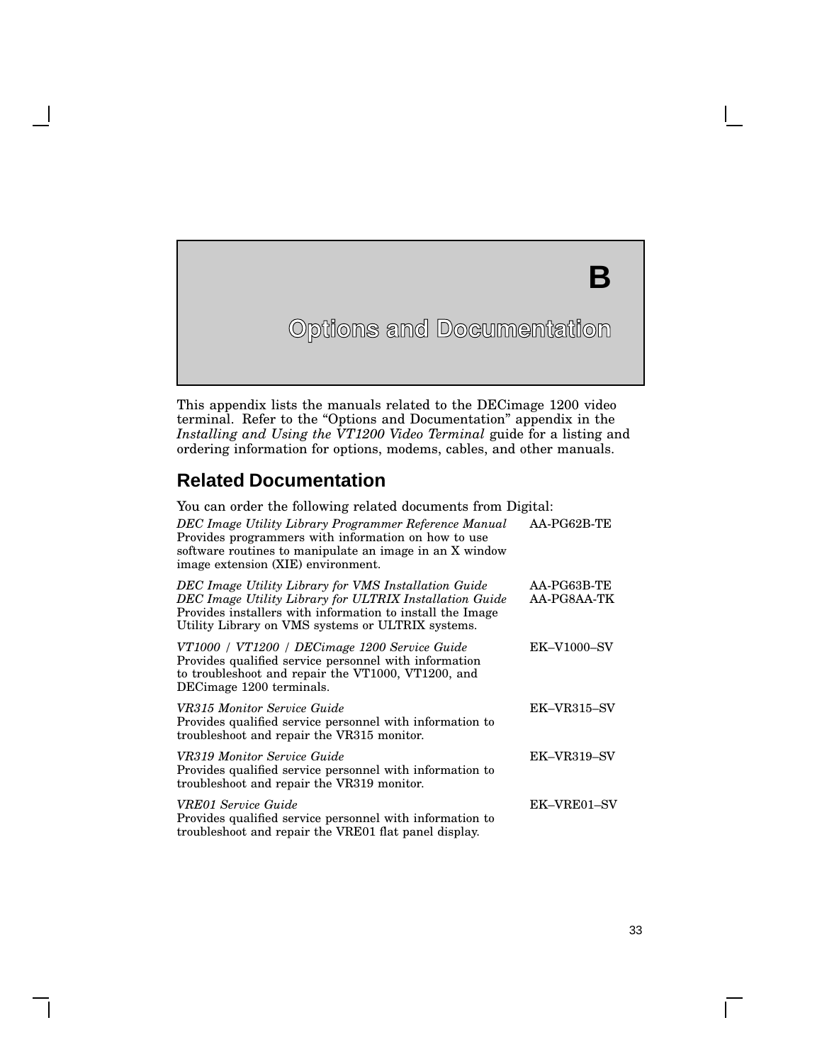# B Options and Documentation

This appendix lists the manuals related to the DECimage 1200 video terminal. Refer to the “Options and Documentation” appendix in the *Installing and Using the VT1200 Video Terminal* guide for a listing and ordering information for options, modems, cables, and other manuals.

## Related Documentation

You can order the following related documents from Digital:

| Document | Order Number |
|---|---|
| *DEC Image Utility Library Programmer Reference Manual*<br>Provides programmers with information on how to use software routines to manipulate an image in an X window image extension (XIE) environment. | AA-PG62B-TE |
| *DEC Image Utility Library for VMS Installation Guide*<br>*DEC Image Utility Library for ULTRIX Installation Guide*<br>Provides installers with information to install the Image Utility Library on VMS systems or ULTRIX systems. | AA-PG63B-TE<br>AA-PG8AA-TK |
| *VT1000 / VT1200 / DECimage 1200 Service Guide*<br>Provides qualified service personnel with information to troubleshoot and repair the VT1000, VT1200, and DECimage 1200 terminals. | EK–V1000–SV |
| *VR315 Monitor Service Guide*<br>Provides qualified service personnel with information to troubleshoot and repair the VR315 monitor. | EK–VR315–SV |
| *VR319 Monitor Service Guide*<br>Provides qualified service personnel with information to troubleshoot and repair the VR319 monitor. | EK–VR319–SV |
| *VRE01 Service Guide*<br>Provides qualified service personnel with information to troubleshoot and repair the VRE01 flat panel display. | EK–VRE01–SV |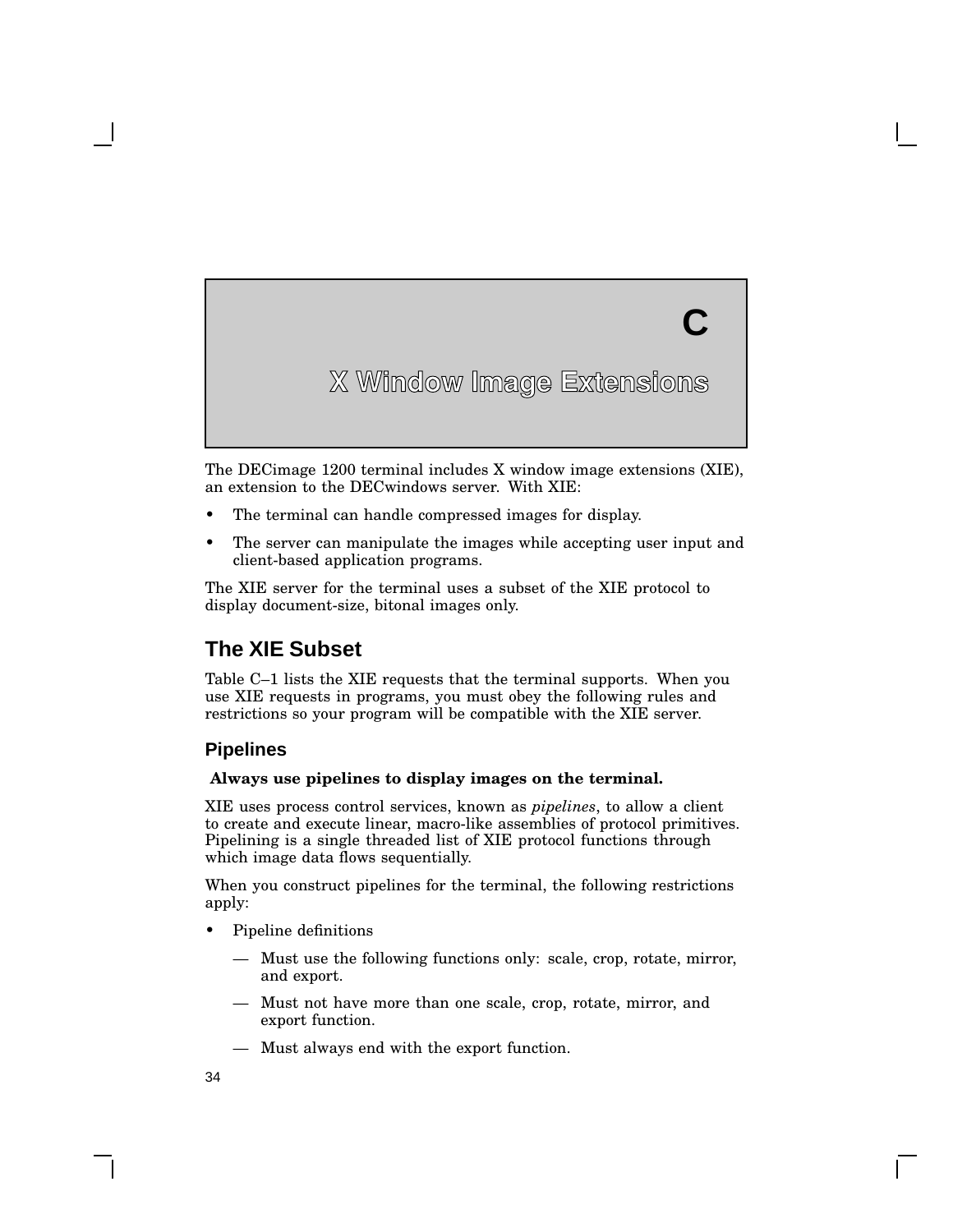# C

# X Window Image Extensions

The DECimage 1200 terminal includes X window image extensions (XIE), an extension to the DECwindows server. With XIE:

- The terminal can handle compressed images for display.
- The server can manipulate the images while accepting user input and client-based application programs.

The XIE server for the terminal uses a subset of the XIE protocol to display document-size, bitonal images only.

## The XIE Subset

Table C–1 lists the XIE requests that the terminal supports. When you use XIE requests in programs, you must obey the following rules and restrictions so your program will be compatible with the XIE server.

### Pipelines

**Always use pipelines to display images on the terminal.**

XIE uses process control services, known as *pipelines*, to allow a client to create and execute linear, macro-like assemblies of protocol primitives. Pipelining is a single threaded list of XIE protocol functions through which image data flows sequentially.

When you construct pipelines for the terminal, the following restrictions apply:

- Pipeline definitions
  - — Must use the following functions only: scale, crop, rotate, mirror, and export.
  - — Must not have more than one scale, crop, rotate, mirror, and export function.
  - — Must always end with the export function.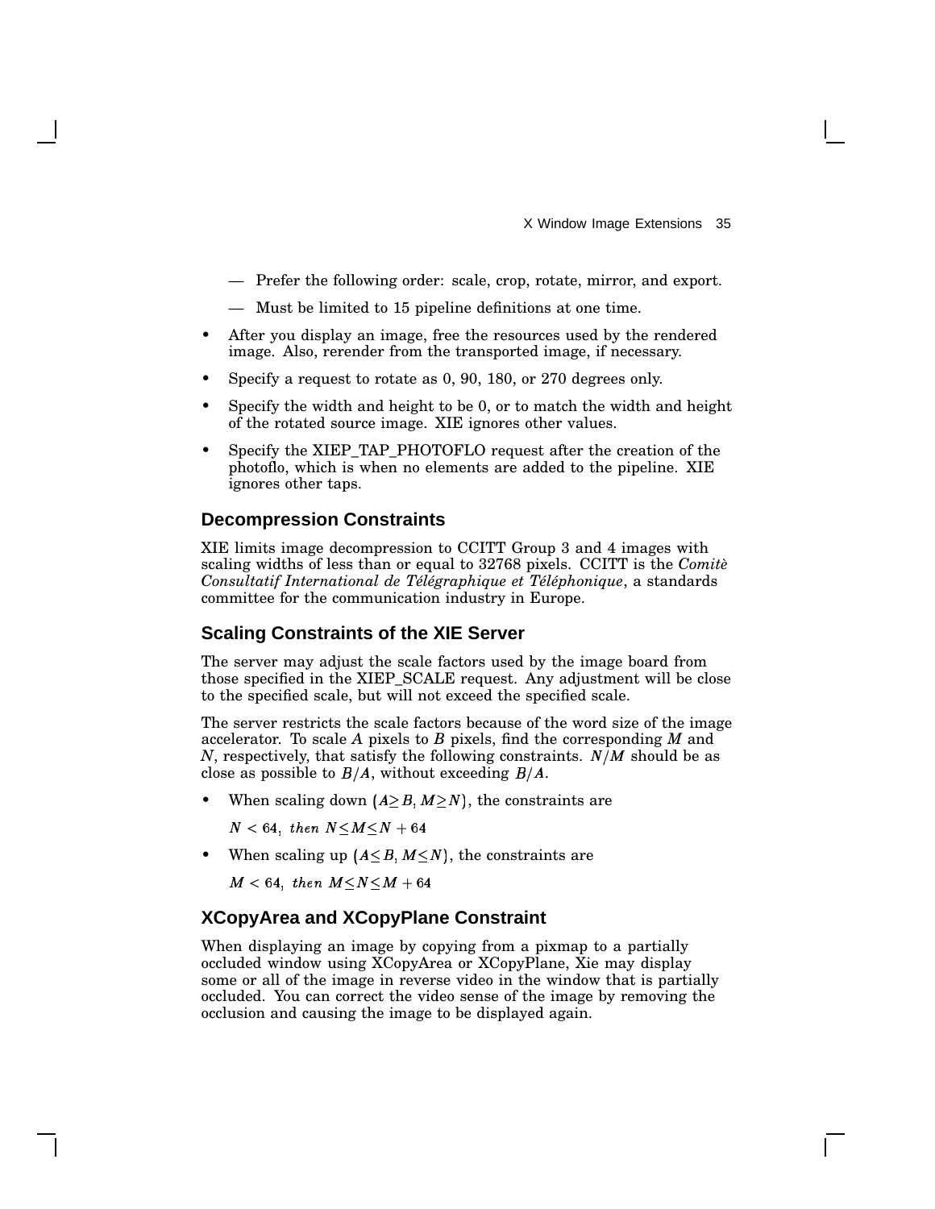— Prefer the following order: scale, crop, rotate, mirror, and export.

— Must be limited to 15 pipeline definitions at one time.

- After you display an image, free the resources used by the rendered image. Also, rerender from the transported image, if necessary.
- Specify a request to rotate as 0, 90, 180, or 270 degrees only.
- Specify the width and height to be 0, or to match the width and height of the rotated source image. XIE ignores other values.
- Specify the XIEP_TAP_PHOTOFLO request after the creation of the photoflo, which is when no elements are added to the pipeline. XIE ignores other taps.

### Decompression Constraints

XIE limits image decompression to CCITT Group 3 and 4 images with scaling widths of less than or equal to 32768 pixels. CCITT is the *Comitè Consultatif International de Télégraphique et Téléphonique*, a standards committee for the communication industry in Europe.

### Scaling Constraints of the XIE Server

The server may adjust the scale factors used by the image board from those specified in the XIEP_SCALE request. Any adjustment will be close to the specified scale, but will not exceed the specified scale.

The server restricts the scale factors because of the word size of the image accelerator. To scale $A$ pixels to $B$ pixels, find the corresponding $M$ and $N$, respectively, that satisfy the following constraints. $N/M$ should be as close as possible to $B/A$, without exceeding $B/A$.

- When scaling down $(A \geq B, M \geq N)$, the constraints are

  $N < 64,\ then\ N \leq M \leq N + 64$

- When scaling up $(A \leq B, M \leq N)$, the constraints are

  $M < 64,\ then\ M \leq N \leq M + 64$

### XCopyArea and XCopyPlane Constraint

When displaying an image by copying from a pixmap to a partially occluded window using XCopyArea or XCopyPlane, Xie may display some or all of the image in reverse video in the window that is partially occluded. You can correct the video sense of the image by removing the occlusion and causing the image to be displayed again.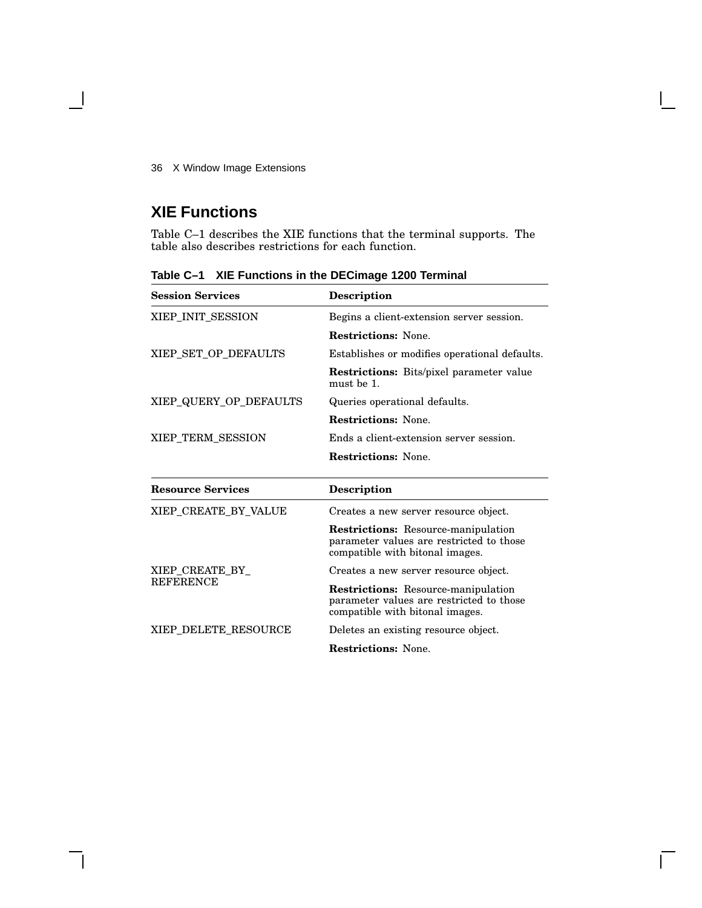## XIE Functions

Table C–1 describes the XIE functions that the terminal supports. The table also describes restrictions for each function.

**Table C–1 XIE Functions in the DECimage 1200 Terminal**

| Session Services | Description |
|---|---|
| XIEP_INIT_SESSION | Begins a client-extension server session. |
| | **Restrictions:** None. |
| XIEP_SET_OP_DEFAULTS | Establishes or modifies operational defaults. |
| | **Restrictions:** Bits/pixel parameter value must be 1. |
| XIEP_QUERY_OP_DEFAULTS | Queries operational defaults. |
| | **Restrictions:** None. |
| XIEP_TERM_SESSION | Ends a client-extension server session. |
| | **Restrictions:** None. |

| Resource Services | Description |
|---|---|
| XIEP_CREATE_BY_VALUE | Creates a new server resource object. |
| | **Restrictions:** Resource-manipulation parameter values are restricted to those compatible with bitonal images. |
| XIEP_CREATE_BY_REFERENCE | Creates a new server resource object. |
| | **Restrictions:** Resource-manipulation parameter values are restricted to those compatible with bitonal images. |
| XIEP_DELETE_RESOURCE | Deletes an existing resource object. |
| | **Restrictions:** None. |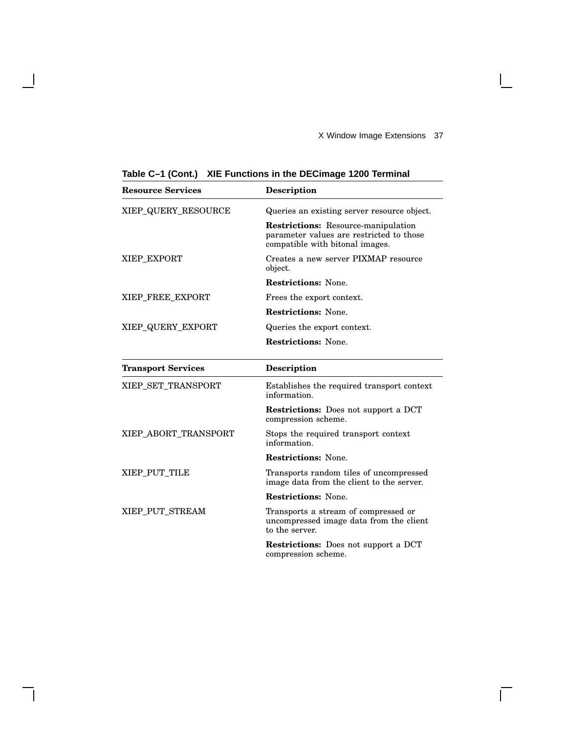**Table C–1 (Cont.) XIE Functions in the DECimage 1200 Terminal**

| Resource Services | Description |
|---|---|
| XIEP_QUERY_RESOURCE | Queries an existing server resource object. |
| | **Restrictions:** Resource-manipulation parameter values are restricted to those compatible with bitonal images. |
| XIEP_EXPORT | Creates a new server PIXMAP resource object. |
| | **Restrictions:** None. |
| XIEP_FREE_EXPORT | Frees the export context. |
| | **Restrictions:** None. |
| XIEP_QUERY_EXPORT | Queries the export context. |
| | **Restrictions:** None. |

| Transport Services | Description |
|---|---|
| XIEP_SET_TRANSPORT | Establishes the required transport context information. |
| | **Restrictions:** Does not support a DCT compression scheme. |
| XIEP_ABORT_TRANSPORT | Stops the required transport context information. |
| | **Restrictions:** None. |
| XIEP_PUT_TILE | Transports random tiles of uncompressed image data from the client to the server. |
| | **Restrictions:** None. |
| XIEP_PUT_STREAM | Transports a stream of compressed or uncompressed image data from the client to the server. |
| | **Restrictions:** Does not support a DCT compression scheme. |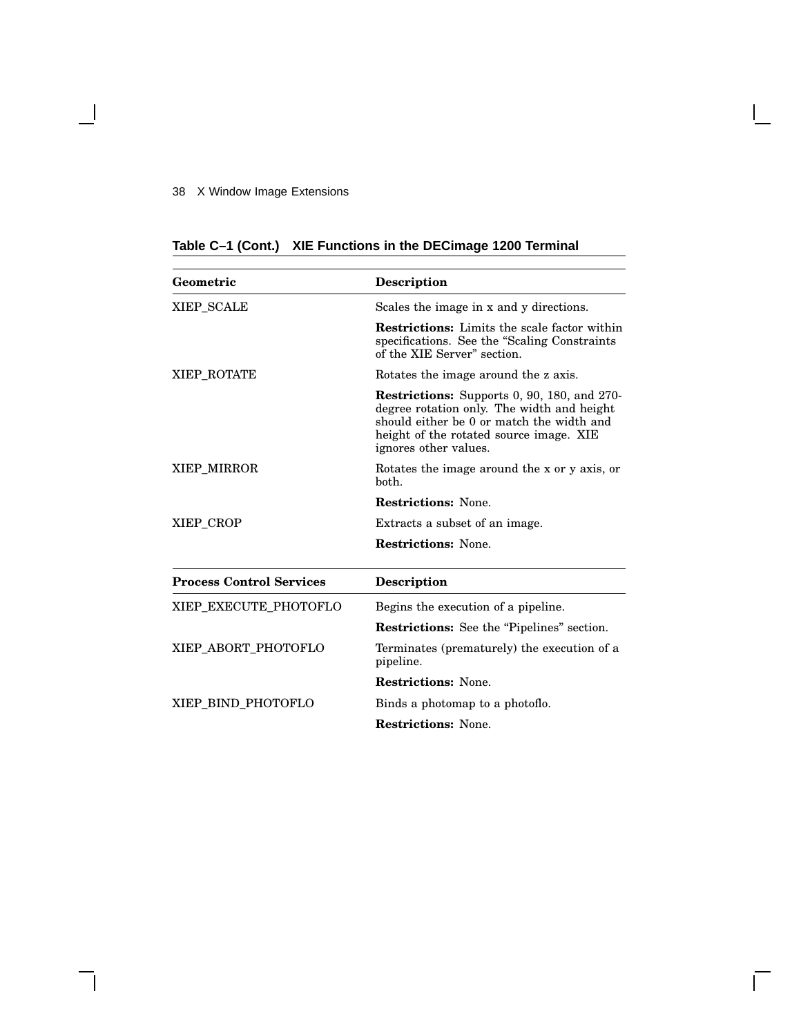**Table C–1 (Cont.) XIE Functions in the DECimage 1200 Terminal**

| Geometric | Description |
|---|---|
| XIEP_SCALE | Scales the image in x and y directions. |
| | **Restrictions:** Limits the scale factor within specifications. See the "Scaling Constraints of the XIE Server" section. |
| XIEP_ROTATE | Rotates the image around the z axis. |
| | **Restrictions:** Supports 0, 90, 180, and 270-degree rotation only. The width and height should either be 0 or match the width and height of the rotated source image. XIE ignores other values. |
| XIEP_MIRROR | Rotates the image around the x or y axis, or both. |
| | **Restrictions:** None. |
| XIEP_CROP | Extracts a subset of an image. |
| | **Restrictions:** None. |

| Process Control Services | Description |
|---|---|
| XIEP_EXECUTE_PHOTOFLO | Begins the execution of a pipeline. |
| | **Restrictions:** See the "Pipelines" section. |
| XIEP_ABORT_PHOTOFLO | Terminates (prematurely) the execution of a pipeline. |
| | **Restrictions:** None. |
| XIEP_BIND_PHOTOFLO | Binds a photomap to a photoflo. |
| | **Restrictions:** None. |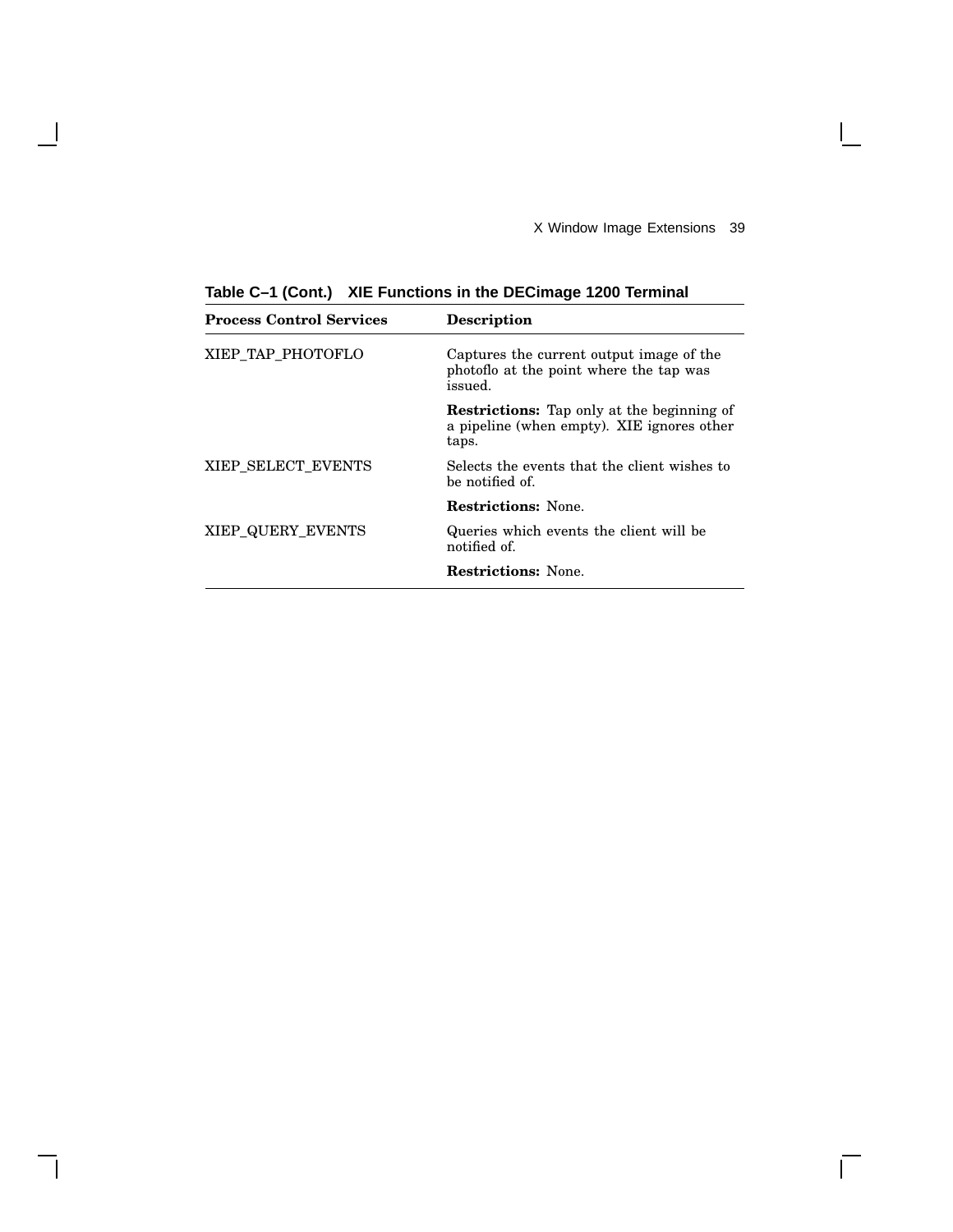**Table C–1 (Cont.) XIE Functions in the DECimage 1200 Terminal**

| Process Control Services | Description |
| --- | --- |
| XIEP_TAP_PHOTOFLO | Captures the current output image of the photoflo at the point where the tap was issued. |
| | **Restrictions:** Tap only at the beginning of a pipeline (when empty). XIE ignores other taps. |
| XIEP_SELECT_EVENTS | Selects the events that the client wishes to be notified of. |
| | **Restrictions:** None. |
| XIEP_QUERY_EVENTS | Queries which events the client will be notified of. |
| | **Restrictions:** None. |